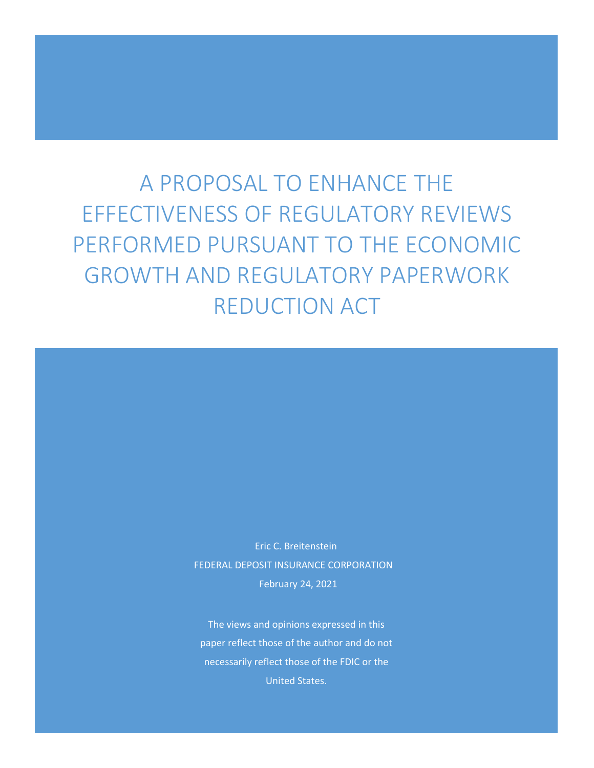# A PROPOSAL TO ENHANCE THE EFFECTIVENESS OF REGULATORY REVIEWS PERFORMED PURSUANT TO THE ECONOMIC GROWTH AND REGULATORY PAPERWORK REDUCTION ACT

Eric C. Breitenstein

FEDERAL DEPOSIT INSURANCE CORPORATION

February 24, 2021

The views and opinions expressed in this paper reflect those of the author and do not necessarily reflect those of the FDIC or the United States.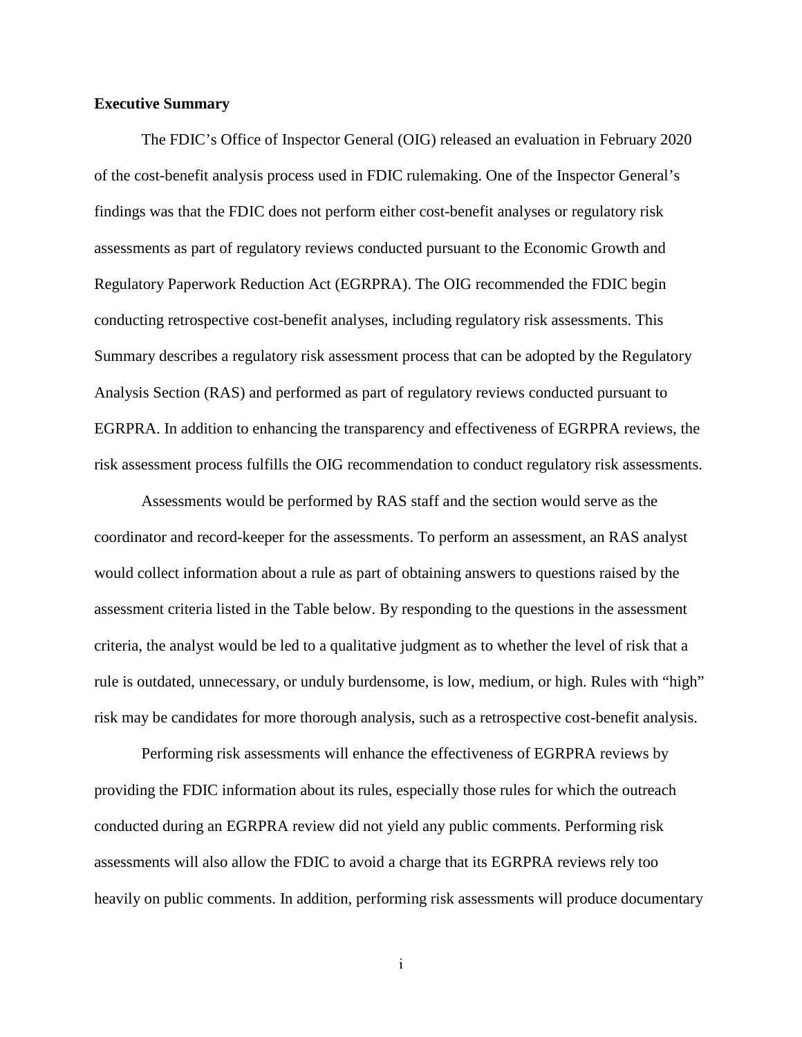**Executive Summary**

The FDIC's Office of Inspector General (OIG) released an evaluation in February 2020 of the cost-benefit analysis process used in FDIC rulemaking. One of the Inspector General's findings was that the FDIC does not perform either cost-benefit analyses or regulatory risk assessments as part of regulatory reviews conducted pursuant to the Economic Growth and Regulatory Paperwork Reduction Act (EGRPRA). The OIG recommended the FDIC begin conducting retrospective cost-benefit analyses, including regulatory risk assessments. This Summary describes a regulatory risk assessment process that can be adopted by the Regulatory Analysis Section (RAS) and performed as part of regulatory reviews conducted pursuant to EGRPRA. In addition to enhancing the transparency and effectiveness of EGRPRA reviews, the risk assessment process fulfills the OIG recommendation to conduct regulatory risk assessments.

Assessments would be performed by RAS staff and the section would serve as the coordinator and record-keeper for the assessments. To perform an assessment, an RAS analyst would collect information about a rule as part of obtaining answers to questions raised by the assessment criteria listed in the Table below. By responding to the questions in the assessment criteria, the analyst would be led to a qualitative judgment as to whether the level of risk that a rule is outdated, unnecessary, or unduly burdensome, is low, medium, or high. Rules with "high" risk may be candidates for more thorough analysis, such as a retrospective cost-benefit analysis.

Performing risk assessments will enhance the effectiveness of EGRPRA reviews by providing the FDIC information about its rules, especially those rules for which the outreach conducted during an EGRPRA review did not yield any public comments. Performing risk assessments will also allow the FDIC to avoid a charge that its EGRPRA reviews rely too heavily on public comments. In addition, performing risk assessments will produce documentary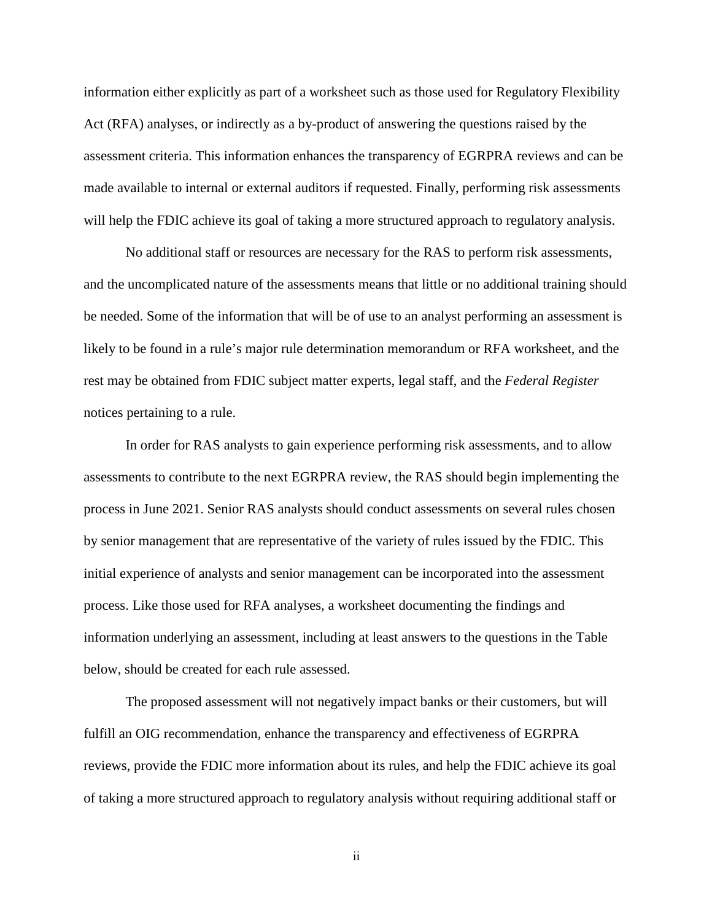information either explicitly as part of a worksheet such as those used for Regulatory Flexibility Act (RFA) analyses, or indirectly as a by-product of answering the questions raised by the assessment criteria. This information enhances the transparency of EGRPRA reviews and can be made available to internal or external auditors if requested. Finally, performing risk assessments will help the FDIC achieve its goal of taking a more structured approach to regulatory analysis.

No additional staff or resources are necessary for the RAS to perform risk assessments, and the uncomplicated nature of the assessments means that little or no additional training should be needed. Some of the information that will be of use to an analyst performing an assessment is likely to be found in a rule's major rule determination memorandum or RFA worksheet, and the rest may be obtained from FDIC subject matter experts, legal staff, and the *Federal Register* notices pertaining to a rule.

In order for RAS analysts to gain experience performing risk assessments, and to allow assessments to contribute to the next EGRPRA review, the RAS should begin implementing the process in June 2021. Senior RAS analysts should conduct assessments on several rules chosen by senior management that are representative of the variety of rules issued by the FDIC. This initial experience of analysts and senior management can be incorporated into the assessment process. Like those used for RFA analyses, a worksheet documenting the findings and information underlying an assessment, including at least answers to the questions in the Table below, should be created for each rule assessed.

The proposed assessment will not negatively impact banks or their customers, but will fulfill an OIG recommendation, enhance the transparency and effectiveness of EGRPRA reviews, provide the FDIC more information about its rules, and help the FDIC achieve its goal of taking a more structured approach to regulatory analysis without requiring additional staff or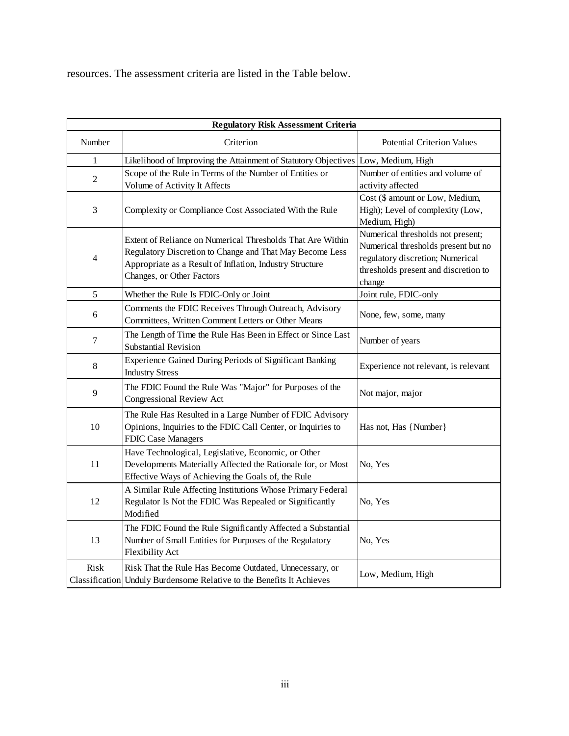resources. The assessment criteria are listed in the Table below.

| Regulatory Risk Assessment Criteria | | |
|---|---|---|
| Number | Criterion | Potential Criterion Values |
| 1 | Likelihood of Improving the Attainment of Statutory Objectives | Low, Medium, High |
| 2 | Scope of the Rule in Terms of the Number of Entities or Volume of Activity It Affects | Number of entities and volume of activity affected |
| 3 | Complexity or Compliance Cost Associated With the Rule | Cost ($ amount or Low, Medium, High); Level of complexity (Low, Medium, High) |
| 4 | Extent of Reliance on Numerical Thresholds That Are Within Regulatory Discretion to Change and That May Become Less Appropriate as a Result of Inflation, Industry Structure Changes, or Other Factors | Numerical thresholds not present; Numerical thresholds present but no regulatory discretion; Numerical thresholds present and discretion to change |
| 5 | Whether the Rule Is FDIC-Only or Joint | Joint rule, FDIC-only |
| 6 | Comments the FDIC Receives Through Outreach, Advisory Committees, Written Comment Letters or Other Means | None, few, some, many |
| 7 | The Length of Time the Rule Has Been in Effect or Since Last Substantial Revision | Number of years |
| 8 | Experience Gained During Periods of Significant Banking Industry Stress | Experience not relevant, is relevant |
| 9 | The FDIC Found the Rule Was "Major" for Purposes of the Congressional Review Act | Not major, major |
| 10 | The Rule Has Resulted in a Large Number of FDIC Advisory Opinions, Inquiries to the FDIC Call Center, or Inquiries to FDIC Case Managers | Has not, Has {Number} |
| 11 | Have Technological, Legislative, Economic, or Other Developments Materially Affected the Rationale for, or Most Effective Ways of Achieving the Goals of, the Rule | No, Yes |
| 12 | A Similar Rule Affecting Institutions Whose Primary Federal Regulator Is Not the FDIC Was Repealed or Significantly Modified | No, Yes |
| 13 | The FDIC Found the Rule Significantly Affected a Substantial Number of Small Entities for Purposes of the Regulatory Flexibility Act | No, Yes |
| Risk Classification | Risk That the Rule Has Become Outdated, Unnecessary, or Unduly Burdensome Relative to the Benefits It Achieves | Low, Medium, High |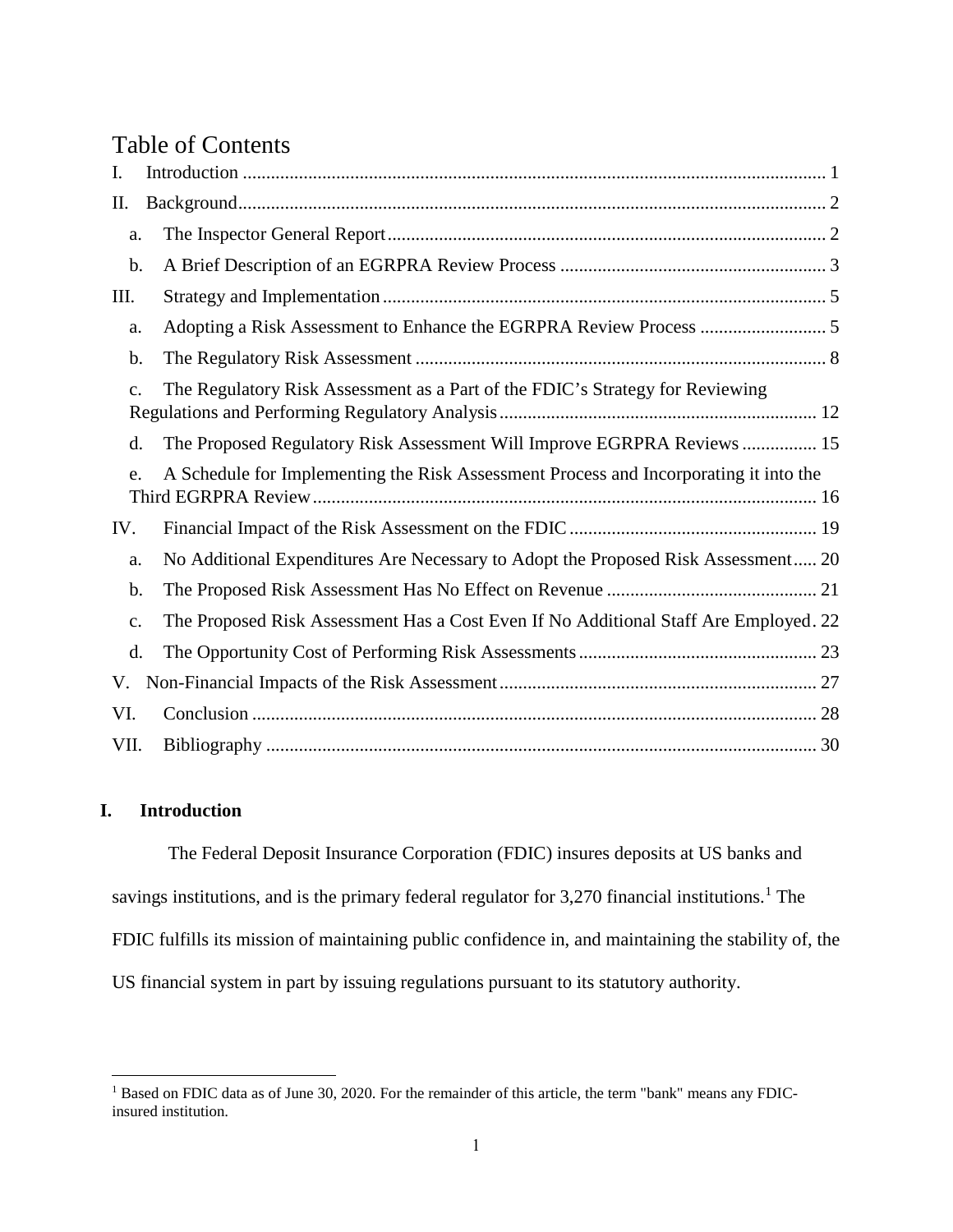# Table of Contents

I. Introduction ..... 1

II. Background ..... 2

- a. The Inspector General Report ..... 2
- b. A Brief Description of an EGRPRA Review Process ..... 3

III. Strategy and Implementation ..... 5

- a. Adopting a Risk Assessment to Enhance the EGRPRA Review Process ..... 5
- b. The Regulatory Risk Assessment ..... 8
- c. The Regulatory Risk Assessment as a Part of the FDIC's Strategy for Reviewing Regulations and Performing Regulatory Analysis ..... 12
- d. The Proposed Regulatory Risk Assessment Will Improve EGRPRA Reviews ..... 15
- e. A Schedule for Implementing the Risk Assessment Process and Incorporating it into the Third EGRPRA Review ..... 16

IV. Financial Impact of the Risk Assessment on the FDIC ..... 19

- a. No Additional Expenditures Are Necessary to Adopt the Proposed Risk Assessment ..... 20
- b. The Proposed Risk Assessment Has No Effect on Revenue ..... 21
- c. The Proposed Risk Assessment Has a Cost Even If No Additional Staff Are Employed ..... 22
- d. The Opportunity Cost of Performing Risk Assessments ..... 23

V. Non-Financial Impacts of the Risk Assessment ..... 27

VI. Conclusion ..... 28

VII. Bibliography ..... 30

## I. Introduction

The Federal Deposit Insurance Corporation (FDIC) insures deposits at US banks and savings institutions, and is the primary federal regulator for 3,270 financial institutions.[1] The FDIC fulfills its mission of maintaining public confidence in, and maintaining the stability of, the US financial system in part by issuing regulations pursuant to its statutory authority.

---

[1] Based on FDIC data as of June 30, 2020. For the remainder of this article, the term "bank" means any FDIC-insured institution.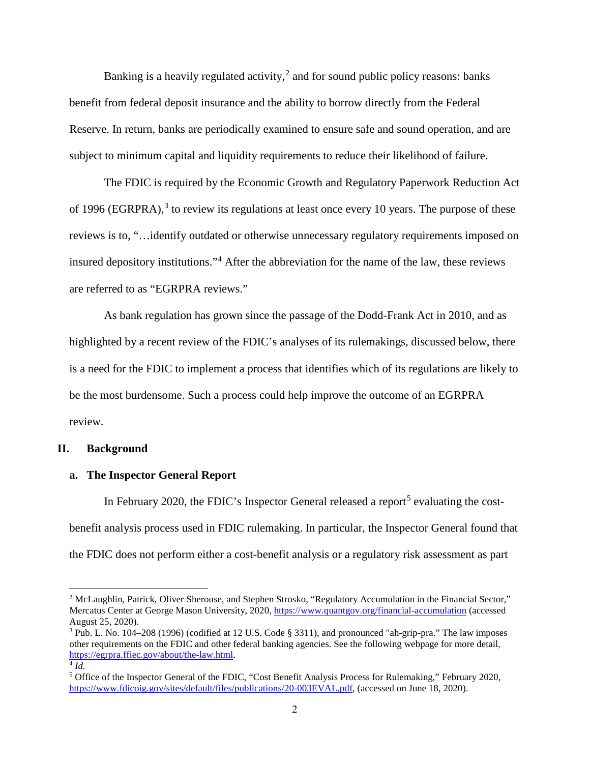Banking is a heavily regulated activity,[2] and for sound public policy reasons: banks benefit from federal deposit insurance and the ability to borrow directly from the Federal Reserve. In return, banks are periodically examined to ensure safe and sound operation, and are subject to minimum capital and liquidity requirements to reduce their likelihood of failure.

The FDIC is required by the Economic Growth and Regulatory Paperwork Reduction Act of 1996 (EGRPRA),[3] to review its regulations at least once every 10 years. The purpose of these reviews is to, "…identify outdated or otherwise unnecessary regulatory requirements imposed on insured depository institutions."[4] After the abbreviation for the name of the law, these reviews are referred to as "EGRPRA reviews."

As bank regulation has grown since the passage of the Dodd-Frank Act in 2010, and as highlighted by a recent review of the FDIC's analyses of its rulemakings, discussed below, there is a need for the FDIC to implement a process that identifies which of its regulations are likely to be the most burdensome. Such a process could help improve the outcome of an EGRPRA review.

## II. Background

### a. The Inspector General Report

In February 2020, the FDIC's Inspector General released a report[5] evaluating the cost-benefit analysis process used in FDIC rulemaking. In particular, the Inspector General found that the FDIC does not perform either a cost-benefit analysis or a regulatory risk assessment as part

---

[2] McLaughlin, Patrick, Oliver Sherouse, and Stephen Strosko, "Regulatory Accumulation in the Financial Sector," Mercatus Center at George Mason University, 2020, https://www.quantgov.org/financial-accumulation (accessed August 25, 2020).

[3] Pub. L. No. 104–208 (1996) (codified at 12 U.S. Code § 3311), and pronounced "ah-grip-pra." The law imposes other requirements on the FDIC and other federal banking agencies. See the following webpage for more detail, https://egrpra.ffiec.gov/about/the-law.html.

[4] *Id.*

[5] Office of the Inspector General of the FDIC, "Cost Benefit Analysis Process for Rulemaking," February 2020, https://www.fdicoig.gov/sites/default/files/publications/20-003EVAL.pdf, (accessed on June 18, 2020).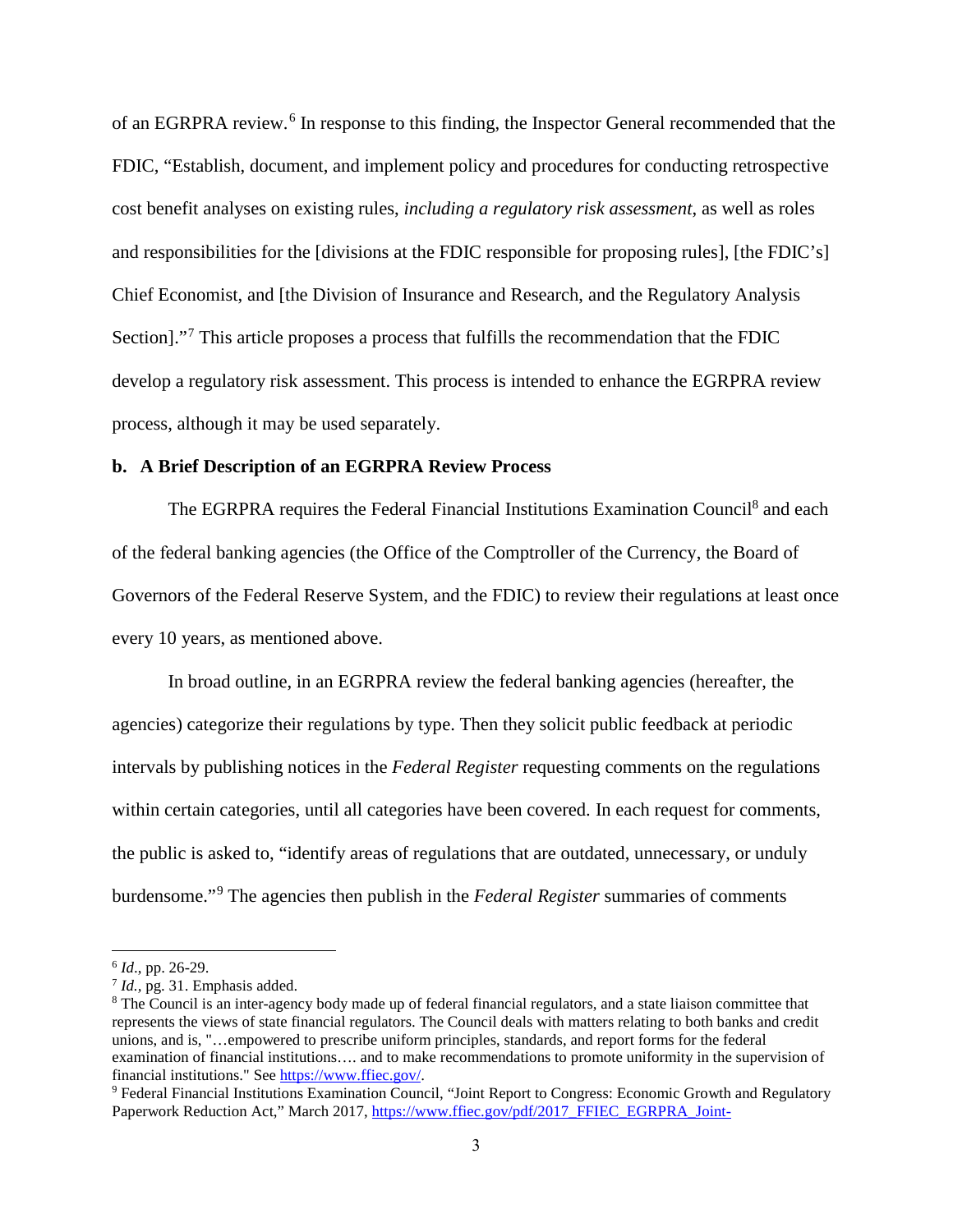of an EGRPRA review.[6] In response to this finding, the Inspector General recommended that the FDIC, "Establish, document, and implement policy and procedures for conducting retrospective cost benefit analyses on existing rules, *including a regulatory risk assessment*, as well as roles and responsibilities for the [divisions at the FDIC responsible for proposing rules], [the FDIC's] Chief Economist, and [the Division of Insurance and Research, and the Regulatory Analysis Section]."[7] This article proposes a process that fulfills the recommendation that the FDIC develop a regulatory risk assessment. This process is intended to enhance the EGRPRA review process, although it may be used separately.

**b. A Brief Description of an EGRPRA Review Process**

The EGRPRA requires the Federal Financial Institutions Examination Council[8] and each of the federal banking agencies (the Office of the Comptroller of the Currency, the Board of Governors of the Federal Reserve System, and the FDIC) to review their regulations at least once every 10 years, as mentioned above.

In broad outline, in an EGRPRA review the federal banking agencies (hereafter, the agencies) categorize their regulations by type. Then they solicit public feedback at periodic intervals by publishing notices in the *Federal Register* requesting comments on the regulations within certain categories, until all categories have been covered. In each request for comments, the public is asked to, "identify areas of regulations that are outdated, unnecessary, or unduly burdensome."[9] The agencies then publish in the *Federal Register* summaries of comments

---

[6] *Id*., pp. 26-29.

[7] *Id.*, pg. 31. Emphasis added.

[8] The Council is an inter-agency body made up of federal financial regulators, and a state liaison committee that represents the views of state financial regulators. The Council deals with matters relating to both banks and credit unions, and is, "…empowered to prescribe uniform principles, standards, and report forms for the federal examination of financial institutions…. and to make recommendations to promote uniformity in the supervision of financial institutions." See https://www.ffiec.gov/.

[9] Federal Financial Institutions Examination Council, "Joint Report to Congress: Economic Growth and Regulatory Paperwork Reduction Act," March 2017, https://www.ffiec.gov/pdf/2017_FFIEC_EGRPRA_Joint-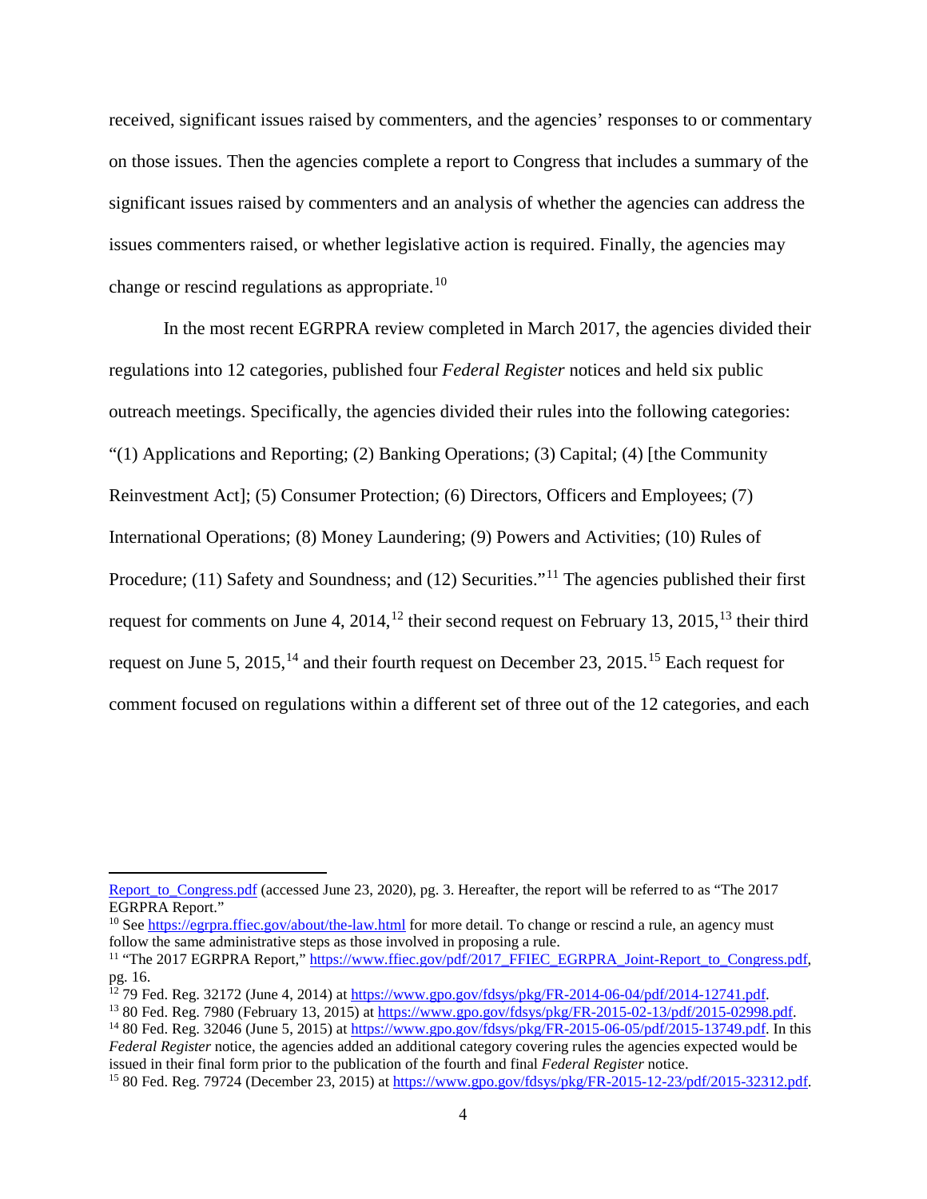received, significant issues raised by commenters, and the agencies' responses to or commentary on those issues. Then the agencies complete a report to Congress that includes a summary of the significant issues raised by commenters and an analysis of whether the agencies can address the issues commenters raised, or whether legislative action is required. Finally, the agencies may change or rescind regulations as appropriate.[10]

In the most recent EGRPRA review completed in March 2017, the agencies divided their regulations into 12 categories, published four *Federal Register* notices and held six public outreach meetings. Specifically, the agencies divided their rules into the following categories: "(1) Applications and Reporting; (2) Banking Operations; (3) Capital; (4) [the Community Reinvestment Act]; (5) Consumer Protection; (6) Directors, Officers and Employees; (7) International Operations; (8) Money Laundering; (9) Powers and Activities; (10) Rules of Procedure; (11) Safety and Soundness; and (12) Securities."[11] The agencies published their first request for comments on June 4, 2014,[12] their second request on February 13, 2015,[13] their third request on June 5, 2015,[14] and their fourth request on December 23, 2015.[15] Each request for comment focused on regulations within a different set of three out of the 12 categories, and each

---

Report_to_Congress.pdf (accessed June 23, 2020), pg. 3. Hereafter, the report will be referred to as "The 2017 EGRPRA Report."

[10] See https://egrpra.ffiec.gov/about/the-law.html for more detail. To change or rescind a rule, an agency must follow the same administrative steps as those involved in proposing a rule.

[11] "The 2017 EGRPRA Report," https://www.ffiec.gov/pdf/2017_FFIEC_EGRPRA_Joint-Report_to_Congress.pdf, pg. 16.

[12] 79 Fed. Reg. 32172 (June 4, 2014) at https://www.gpo.gov/fdsys/pkg/FR-2014-06-04/pdf/2014-12741.pdf.

[13] 80 Fed. Reg. 7980 (February 13, 2015) at https://www.gpo.gov/fdsys/pkg/FR-2015-02-13/pdf/2015-02998.pdf.

[14] 80 Fed. Reg. 32046 (June 5, 2015) at https://www.gpo.gov/fdsys/pkg/FR-2015-06-05/pdf/2015-13749.pdf. In this *Federal Register* notice, the agencies added an additional category covering rules the agencies expected would be issued in their final form prior to the publication of the fourth and final *Federal Register* notice.

[15] 80 Fed. Reg. 79724 (December 23, 2015) at https://www.gpo.gov/fdsys/pkg/FR-2015-12-23/pdf/2015-32312.pdf.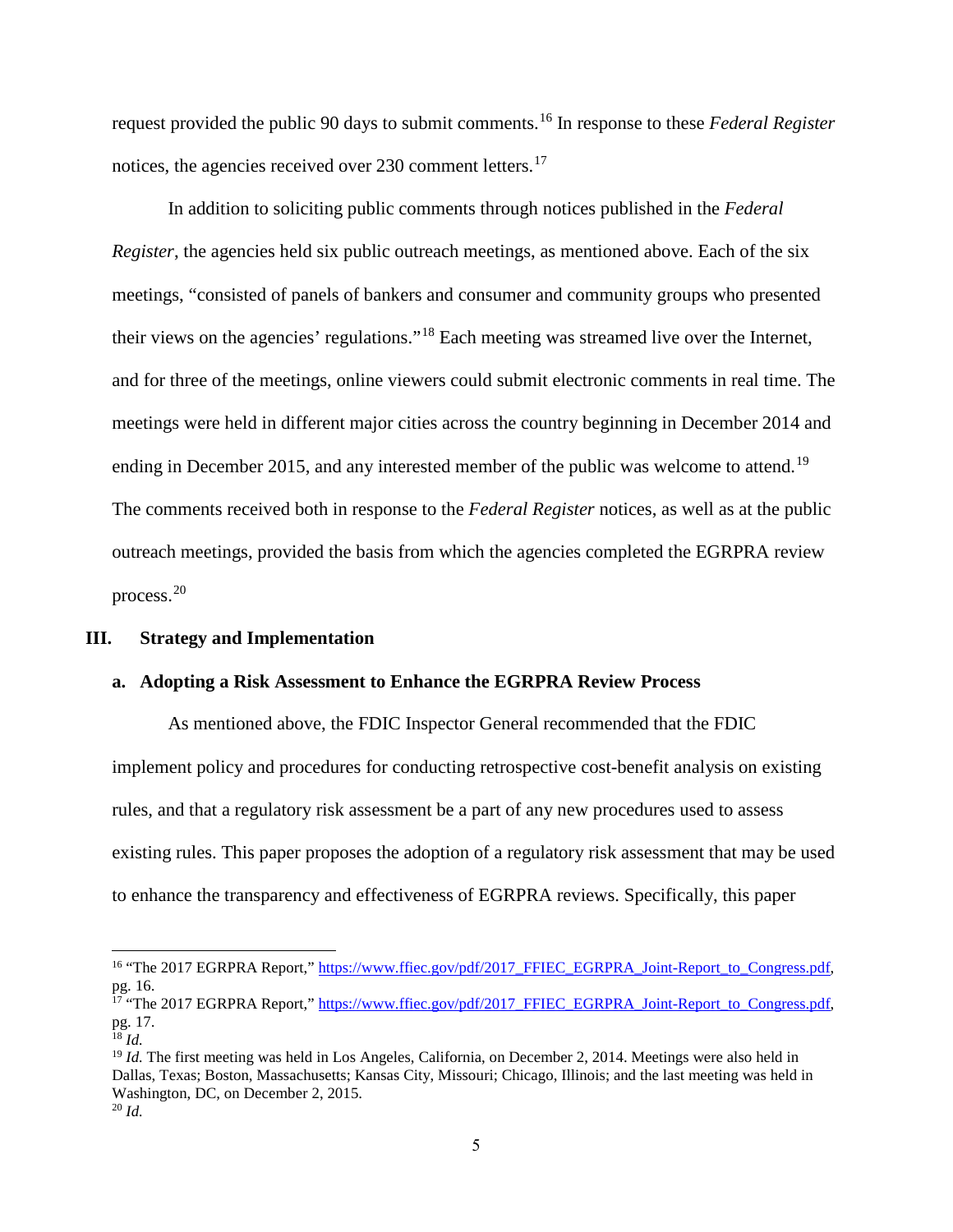request provided the public 90 days to submit comments.[16] In response to these *Federal Register* notices, the agencies received over 230 comment letters.[17]

In addition to soliciting public comments through notices published in the *Federal Register*, the agencies held six public outreach meetings, as mentioned above. Each of the six meetings, "consisted of panels of bankers and consumer and community groups who presented their views on the agencies' regulations."[18] Each meeting was streamed live over the Internet, and for three of the meetings, online viewers could submit electronic comments in real time. The meetings were held in different major cities across the country beginning in December 2014 and ending in December 2015, and any interested member of the public was welcome to attend.[19] The comments received both in response to the *Federal Register* notices, as well as at the public outreach meetings, provided the basis from which the agencies completed the EGRPRA review process.[20]

## III. Strategy and Implementation

### a. Adopting a Risk Assessment to Enhance the EGRPRA Review Process

As mentioned above, the FDIC Inspector General recommended that the FDIC implement policy and procedures for conducting retrospective cost-benefit analysis on existing rules, and that a regulatory risk assessment be a part of any new procedures used to assess existing rules. This paper proposes the adoption of a regulatory risk assessment that may be used to enhance the transparency and effectiveness of EGRPRA reviews. Specifically, this paper

---

[16] "The 2017 EGRPRA Report," https://www.ffiec.gov/pdf/2017_FFIEC_EGRPRA_Joint-Report_to_Congress.pdf, pg. 16.

[17] "The 2017 EGRPRA Report," https://www.ffiec.gov/pdf/2017_FFIEC_EGRPRA_Joint-Report_to_Congress.pdf, pg. 17.

[18] *Id.*

[19] *Id.* The first meeting was held in Los Angeles, California, on December 2, 2014. Meetings were also held in Dallas, Texas; Boston, Massachusetts; Kansas City, Missouri; Chicago, Illinois; and the last meeting was held in Washington, DC, on December 2, 2015.

[20] *Id.*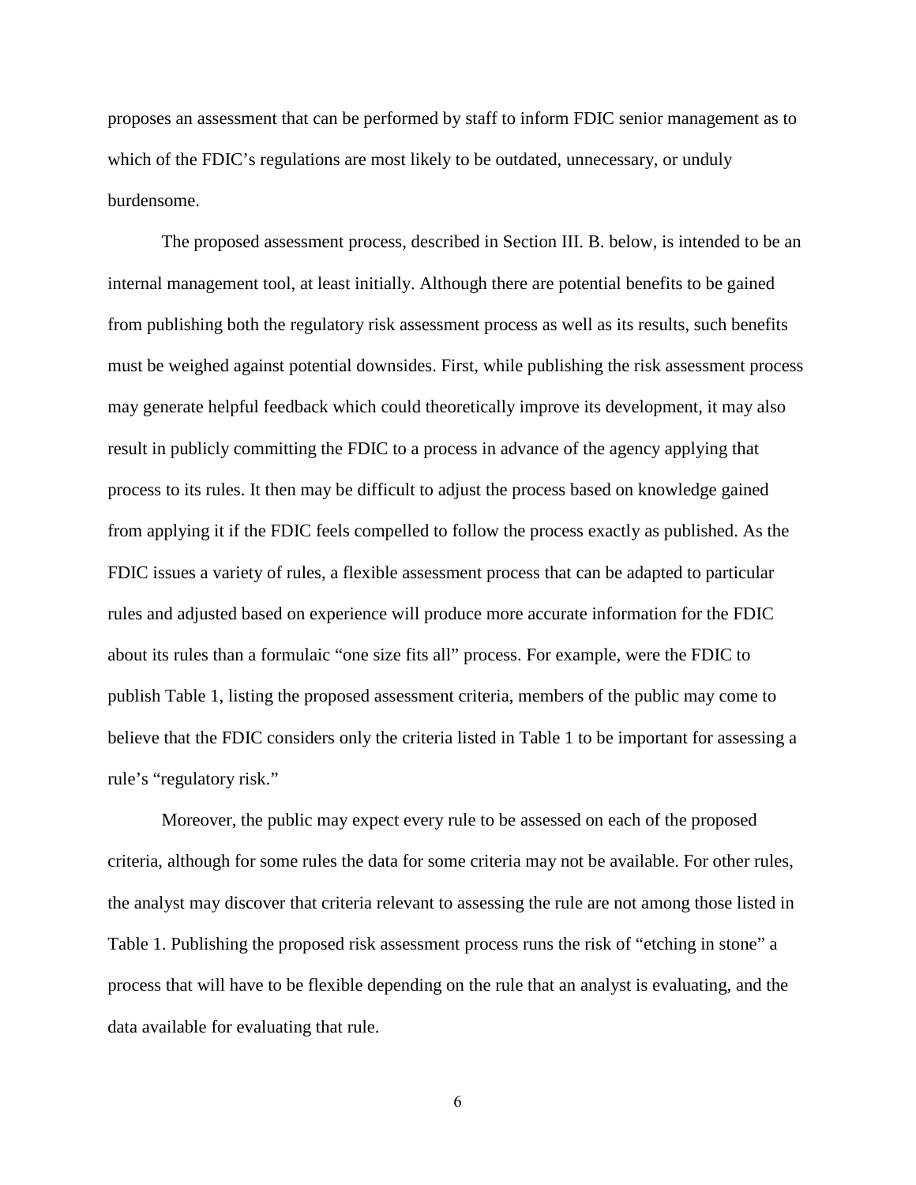proposes an assessment that can be performed by staff to inform FDIC senior management as to which of the FDIC's regulations are most likely to be outdated, unnecessary, or unduly burdensome.

The proposed assessment process, described in Section III. B. below, is intended to be an internal management tool, at least initially. Although there are potential benefits to be gained from publishing both the regulatory risk assessment process as well as its results, such benefits must be weighed against potential downsides. First, while publishing the risk assessment process may generate helpful feedback which could theoretically improve its development, it may also result in publicly committing the FDIC to a process in advance of the agency applying that process to its rules. It then may be difficult to adjust the process based on knowledge gained from applying it if the FDIC feels compelled to follow the process exactly as published. As the FDIC issues a variety of rules, a flexible assessment process that can be adapted to particular rules and adjusted based on experience will produce more accurate information for the FDIC about its rules than a formulaic "one size fits all" process. For example, were the FDIC to publish Table 1, listing the proposed assessment criteria, members of the public may come to believe that the FDIC considers only the criteria listed in Table 1 to be important for assessing a rule's "regulatory risk."

Moreover, the public may expect every rule to be assessed on each of the proposed criteria, although for some rules the data for some criteria may not be available. For other rules, the analyst may discover that criteria relevant to assessing the rule are not among those listed in Table 1. Publishing the proposed risk assessment process runs the risk of "etching in stone" a process that will have to be flexible depending on the rule that an analyst is evaluating, and the data available for evaluating that rule.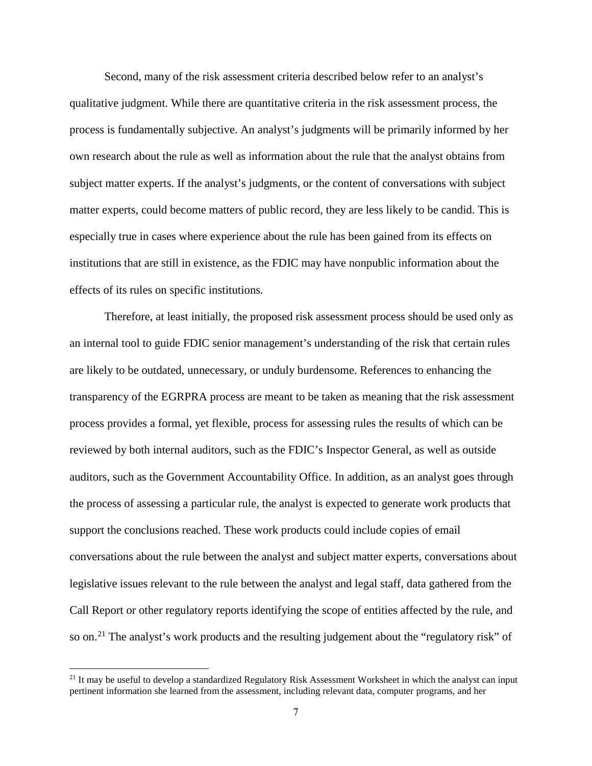Second, many of the risk assessment criteria described below refer to an analyst's qualitative judgment. While there are quantitative criteria in the risk assessment process, the process is fundamentally subjective. An analyst's judgments will be primarily informed by her own research about the rule as well as information about the rule that the analyst obtains from subject matter experts. If the analyst's judgments, or the content of conversations with subject matter experts, could become matters of public record, they are less likely to be candid. This is especially true in cases where experience about the rule has been gained from its effects on institutions that are still in existence, as the FDIC may have nonpublic information about the effects of its rules on specific institutions.

Therefore, at least initially, the proposed risk assessment process should be used only as an internal tool to guide FDIC senior management's understanding of the risk that certain rules are likely to be outdated, unnecessary, or unduly burdensome. References to enhancing the transparency of the EGRPRA process are meant to be taken as meaning that the risk assessment process provides a formal, yet flexible, process for assessing rules the results of which can be reviewed by both internal auditors, such as the FDIC's Inspector General, as well as outside auditors, such as the Government Accountability Office. In addition, as an analyst goes through the process of assessing a particular rule, the analyst is expected to generate work products that support the conclusions reached. These work products could include copies of email conversations about the rule between the analyst and subject matter experts, conversations about legislative issues relevant to the rule between the analyst and legal staff, data gathered from the Call Report or other regulatory reports identifying the scope of entities affected by the rule, and so on.[21] The analyst's work products and the resulting judgement about the "regulatory risk" of

[21] It may be useful to develop a standardized Regulatory Risk Assessment Worksheet in which the analyst can input pertinent information she learned from the assessment, including relevant data, computer programs, and her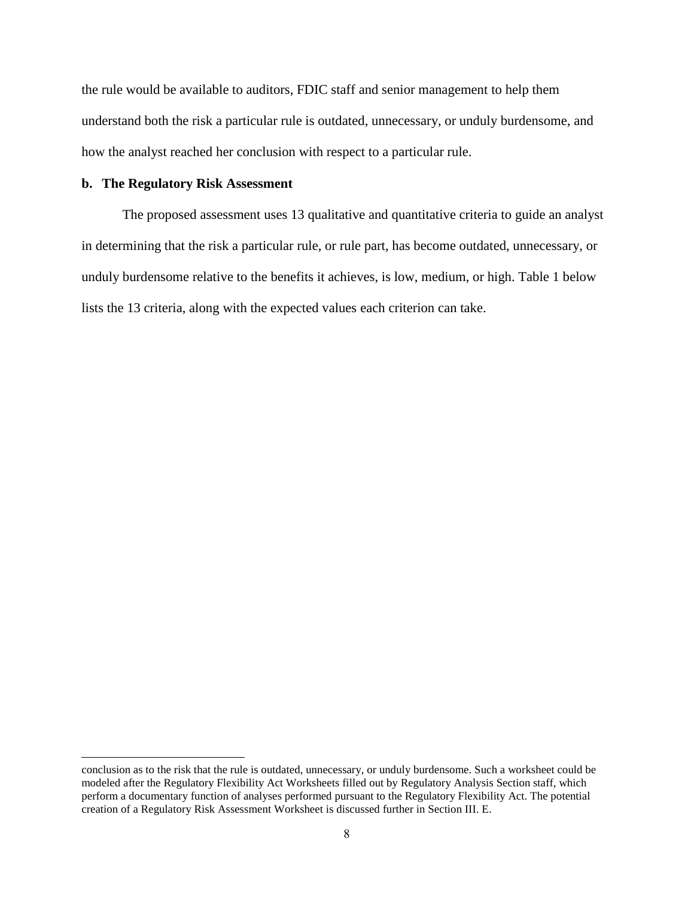the rule would be available to auditors, FDIC staff and senior management to help them understand both the risk a particular rule is outdated, unnecessary, or unduly burdensome, and how the analyst reached her conclusion with respect to a particular rule.

### b. The Regulatory Risk Assessment

The proposed assessment uses 13 qualitative and quantitative criteria to guide an analyst in determining that the risk a particular rule, or rule part, has become outdated, unnecessary, or unduly burdensome relative to the benefits it achieves, is low, medium, or high. Table 1 below lists the 13 criteria, along with the expected values each criterion can take.

---

conclusion as to the risk that the rule is outdated, unnecessary, or unduly burdensome. Such a worksheet could be modeled after the Regulatory Flexibility Act Worksheets filled out by Regulatory Analysis Section staff, which perform a documentary function of analyses performed pursuant to the Regulatory Flexibility Act. The potential creation of a Regulatory Risk Assessment Worksheet is discussed further in Section III. E.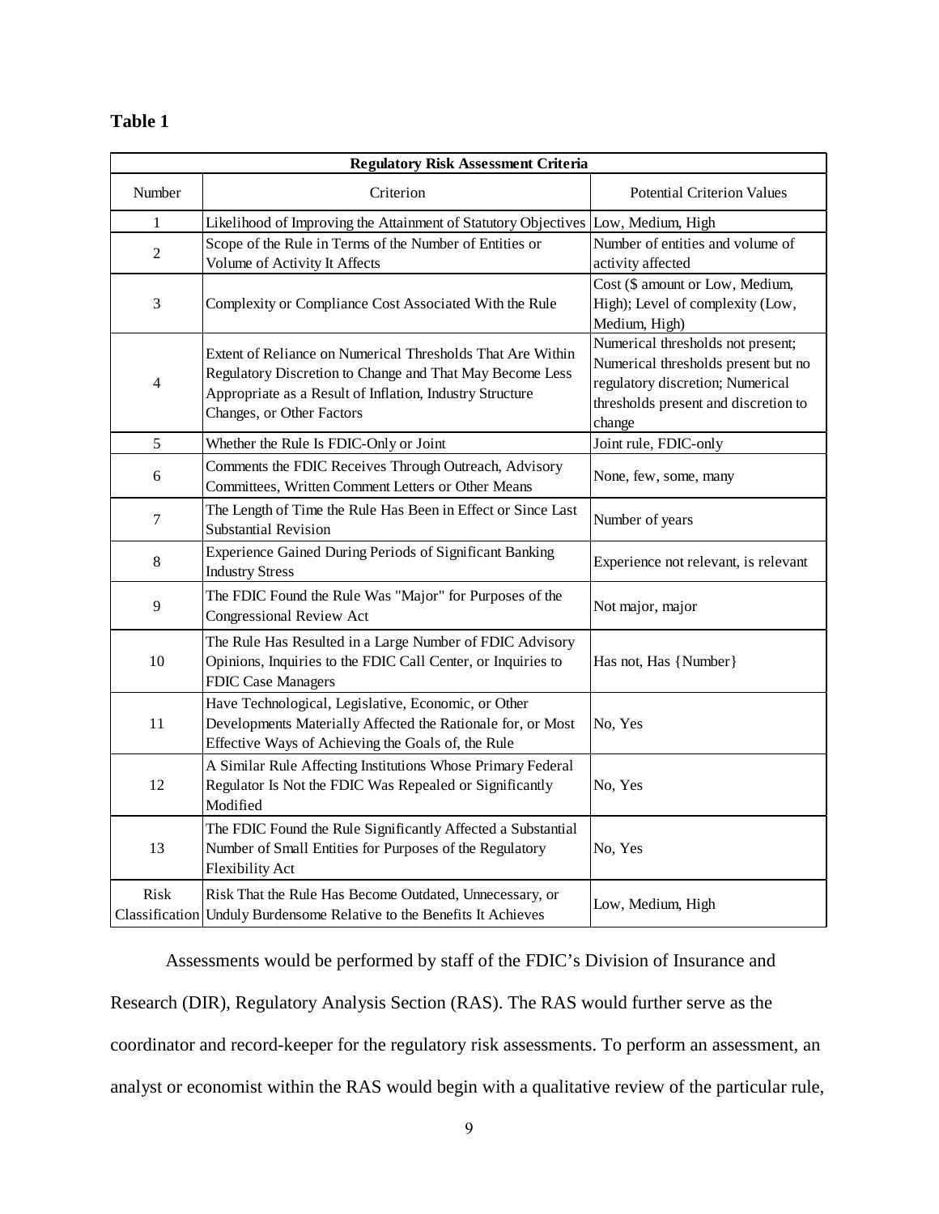**Table 1**

| Regulatory Risk Assessment Criteria | | |
|---|---|---|
| Number | Criterion | Potential Criterion Values |
| 1 | Likelihood of Improving the Attainment of Statutory Objectives | Low, Medium, High |
| 2 | Scope of the Rule in Terms of the Number of Entities or Volume of Activity It Affects | Number of entities and volume of activity affected |
| 3 | Complexity or Compliance Cost Associated With the Rule | Cost ($ amount or Low, Medium, High); Level of complexity (Low, Medium, High) |
| 4 | Extent of Reliance on Numerical Thresholds That Are Within Regulatory Discretion to Change and That May Become Less Appropriate as a Result of Inflation, Industry Structure Changes, or Other Factors | Numerical thresholds not present; Numerical thresholds present but no regulatory discretion; Numerical thresholds present and discretion to change |
| 5 | Whether the Rule Is FDIC-Only or Joint | Joint rule, FDIC-only |
| 6 | Comments the FDIC Receives Through Outreach, Advisory Committees, Written Comment Letters or Other Means | None, few, some, many |
| 7 | The Length of Time the Rule Has Been in Effect or Since Last Substantial Revision | Number of years |
| 8 | Experience Gained During Periods of Significant Banking Industry Stress | Experience not relevant, is relevant |
| 9 | The FDIC Found the Rule Was "Major" for Purposes of the Congressional Review Act | Not major, major |
| 10 | The Rule Has Resulted in a Large Number of FDIC Advisory Opinions, Inquiries to the FDIC Call Center, or Inquiries to FDIC Case Managers | Has not, Has {Number} |
| 11 | Have Technological, Legislative, Economic, or Other Developments Materially Affected the Rationale for, or Most Effective Ways of Achieving the Goals of, the Rule | No, Yes |
| 12 | A Similar Rule Affecting Institutions Whose Primary Federal Regulator Is Not the FDIC Was Repealed or Significantly Modified | No, Yes |
| 13 | The FDIC Found the Rule Significantly Affected a Substantial Number of Small Entities for Purposes of the Regulatory Flexibility Act | No, Yes |
| Risk Classification | Risk That the Rule Has Become Outdated, Unnecessary, or Unduly Burdensome Relative to the Benefits It Achieves | Low, Medium, High |

Assessments would be performed by staff of the FDIC's Division of Insurance and Research (DIR), Regulatory Analysis Section (RAS). The RAS would further serve as the coordinator and record-keeper for the regulatory risk assessments. To perform an assessment, an analyst or economist within the RAS would begin with a qualitative review of the particular rule,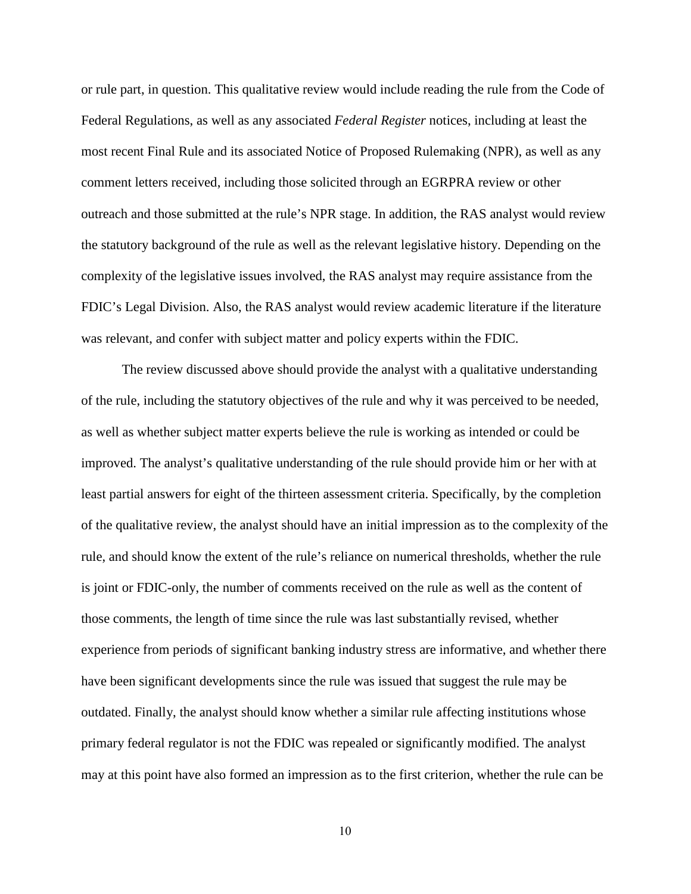or rule part, in question. This qualitative review would include reading the rule from the Code of Federal Regulations, as well as any associated *Federal Register* notices, including at least the most recent Final Rule and its associated Notice of Proposed Rulemaking (NPR), as well as any comment letters received, including those solicited through an EGRPRA review or other outreach and those submitted at the rule's NPR stage. In addition, the RAS analyst would review the statutory background of the rule as well as the relevant legislative history. Depending on the complexity of the legislative issues involved, the RAS analyst may require assistance from the FDIC's Legal Division. Also, the RAS analyst would review academic literature if the literature was relevant, and confer with subject matter and policy experts within the FDIC.

The review discussed above should provide the analyst with a qualitative understanding of the rule, including the statutory objectives of the rule and why it was perceived to be needed, as well as whether subject matter experts believe the rule is working as intended or could be improved. The analyst's qualitative understanding of the rule should provide him or her with at least partial answers for eight of the thirteen assessment criteria. Specifically, by the completion of the qualitative review, the analyst should have an initial impression as to the complexity of the rule, and should know the extent of the rule's reliance on numerical thresholds, whether the rule is joint or FDIC-only, the number of comments received on the rule as well as the content of those comments, the length of time since the rule was last substantially revised, whether experience from periods of significant banking industry stress are informative, and whether there have been significant developments since the rule was issued that suggest the rule may be outdated. Finally, the analyst should know whether a similar rule affecting institutions whose primary federal regulator is not the FDIC was repealed or significantly modified. The analyst may at this point have also formed an impression as to the first criterion, whether the rule can be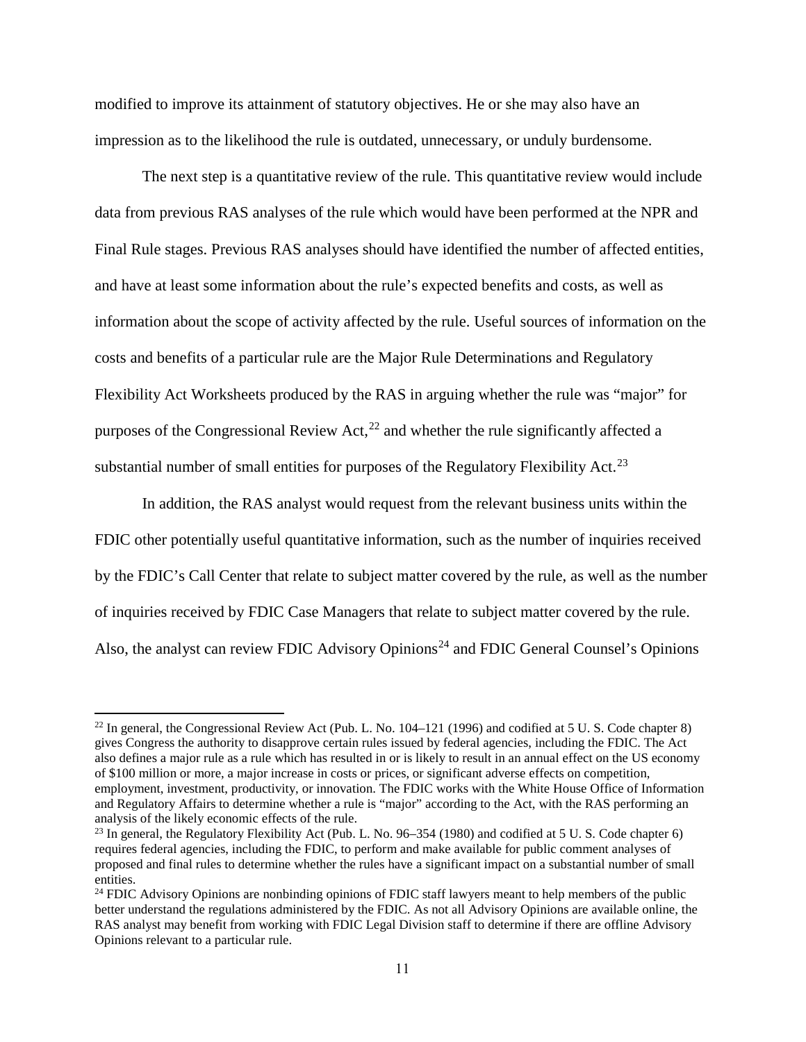modified to improve its attainment of statutory objectives. He or she may also have an impression as to the likelihood the rule is outdated, unnecessary, or unduly burdensome.

The next step is a quantitative review of the rule. This quantitative review would include data from previous RAS analyses of the rule which would have been performed at the NPR and Final Rule stages. Previous RAS analyses should have identified the number of affected entities, and have at least some information about the rule's expected benefits and costs, as well as information about the scope of activity affected by the rule. Useful sources of information on the costs and benefits of a particular rule are the Major Rule Determinations and Regulatory Flexibility Act Worksheets produced by the RAS in arguing whether the rule was "major" for purposes of the Congressional Review Act,[22] and whether the rule significantly affected a substantial number of small entities for purposes of the Regulatory Flexibility Act.[23]

In addition, the RAS analyst would request from the relevant business units within the FDIC other potentially useful quantitative information, such as the number of inquiries received by the FDIC's Call Center that relate to subject matter covered by the rule, as well as the number of inquiries received by FDIC Case Managers that relate to subject matter covered by the rule. Also, the analyst can review FDIC Advisory Opinions[24] and FDIC General Counsel's Opinions

---

[22] In general, the Congressional Review Act (Pub. L. No. 104–121 (1996) and codified at 5 U. S. Code chapter 8) gives Congress the authority to disapprove certain rules issued by federal agencies, including the FDIC. The Act also defines a major rule as a rule which has resulted in or is likely to result in an annual effect on the US economy of $100 million or more, a major increase in costs or prices, or significant adverse effects on competition, employment, investment, productivity, or innovation. The FDIC works with the White House Office of Information and Regulatory Affairs to determine whether a rule is "major" according to the Act, with the RAS performing an analysis of the likely economic effects of the rule.

[23] In general, the Regulatory Flexibility Act (Pub. L. No. 96–354 (1980) and codified at 5 U. S. Code chapter 6) requires federal agencies, including the FDIC, to perform and make available for public comment analyses of proposed and final rules to determine whether the rules have a significant impact on a substantial number of small entities.

[24] FDIC Advisory Opinions are nonbinding opinions of FDIC staff lawyers meant to help members of the public better understand the regulations administered by the FDIC. As not all Advisory Opinions are available online, the RAS analyst may benefit from working with FDIC Legal Division staff to determine if there are offline Advisory Opinions relevant to a particular rule.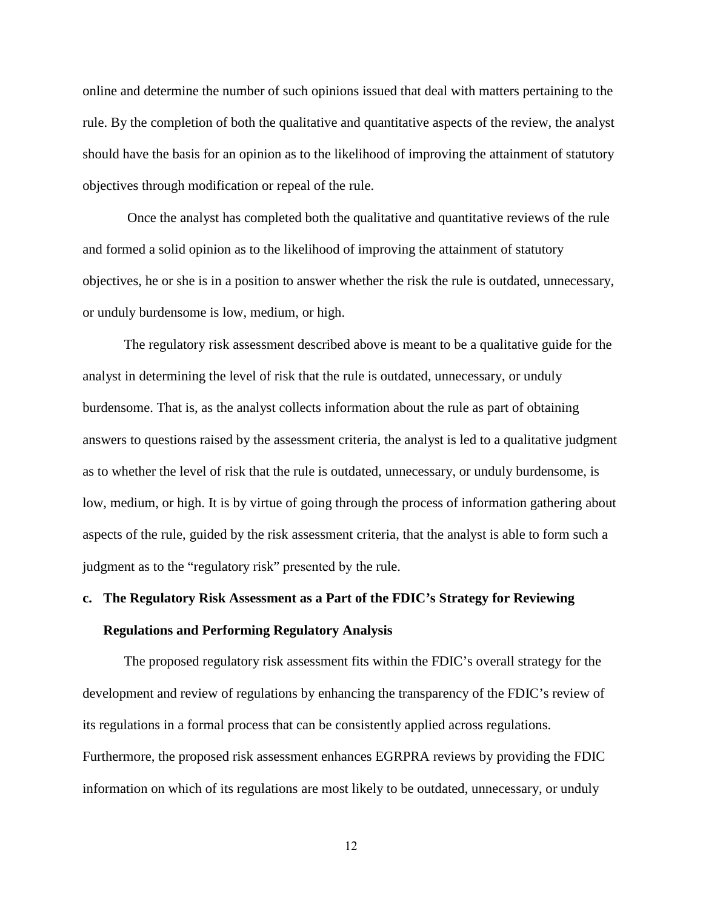online and determine the number of such opinions issued that deal with matters pertaining to the rule. By the completion of both the qualitative and quantitative aspects of the review, the analyst should have the basis for an opinion as to the likelihood of improving the attainment of statutory objectives through modification or repeal of the rule.

Once the analyst has completed both the qualitative and quantitative reviews of the rule and formed a solid opinion as to the likelihood of improving the attainment of statutory objectives, he or she is in a position to answer whether the risk the rule is outdated, unnecessary, or unduly burdensome is low, medium, or high.

The regulatory risk assessment described above is meant to be a qualitative guide for the analyst in determining the level of risk that the rule is outdated, unnecessary, or unduly burdensome. That is, as the analyst collects information about the rule as part of obtaining answers to questions raised by the assessment criteria, the analyst is led to a qualitative judgment as to whether the level of risk that the rule is outdated, unnecessary, or unduly burdensome, is low, medium, or high. It is by virtue of going through the process of information gathering about aspects of the rule, guided by the risk assessment criteria, that the analyst is able to form such a judgment as to the "regulatory risk" presented by the rule.

### c. The Regulatory Risk Assessment as a Part of the FDIC's Strategy for Reviewing Regulations and Performing Regulatory Analysis

The proposed regulatory risk assessment fits within the FDIC's overall strategy for the development and review of regulations by enhancing the transparency of the FDIC's review of its regulations in a formal process that can be consistently applied across regulations. Furthermore, the proposed risk assessment enhances EGRPRA reviews by providing the FDIC information on which of its regulations are most likely to be outdated, unnecessary, or unduly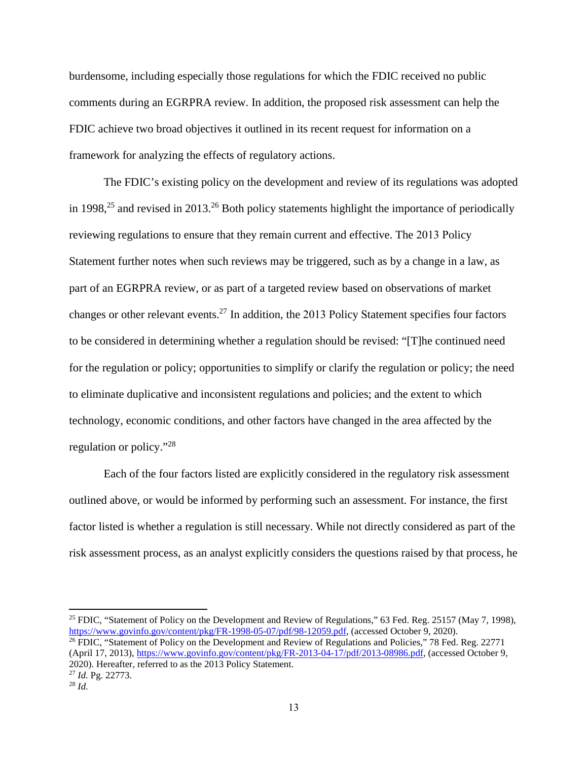burdensome, including especially those regulations for which the FDIC received no public comments during an EGRPRA review. In addition, the proposed risk assessment can help the FDIC achieve two broad objectives it outlined in its recent request for information on a framework for analyzing the effects of regulatory actions.

The FDIC's existing policy on the development and review of its regulations was adopted in 1998,[25] and revised in 2013.[26] Both policy statements highlight the importance of periodically reviewing regulations to ensure that they remain current and effective. The 2013 Policy Statement further notes when such reviews may be triggered, such as by a change in a law, as part of an EGRPRA review, or as part of a targeted review based on observations of market changes or other relevant events.[27] In addition, the 2013 Policy Statement specifies four factors to be considered in determining whether a regulation should be revised: "[T]he continued need for the regulation or policy; opportunities to simplify or clarify the regulation or policy; the need to eliminate duplicative and inconsistent regulations and policies; and the extent to which technology, economic conditions, and other factors have changed in the area affected by the regulation or policy."[28]

Each of the four factors listed are explicitly considered in the regulatory risk assessment outlined above, or would be informed by performing such an assessment. For instance, the first factor listed is whether a regulation is still necessary. While not directly considered as part of the risk assessment process, as an analyst explicitly considers the questions raised by that process, he

---

[25] FDIC, "Statement of Policy on the Development and Review of Regulations," 63 Fed. Reg. 25157 (May 7, 1998), https://www.govinfo.gov/content/pkg/FR-1998-05-07/pdf/98-12059.pdf, (accessed October 9, 2020).

[26] FDIC, "Statement of Policy on the Development and Review of Regulations and Policies," 78 Fed. Reg. 22771 (April 17, 2013), https://www.govinfo.gov/content/pkg/FR-2013-04-17/pdf/2013-08986.pdf, (accessed October 9, 2020). Hereafter, referred to as the 2013 Policy Statement.

[27] *Id.* Pg. 22773.

[28] *Id.*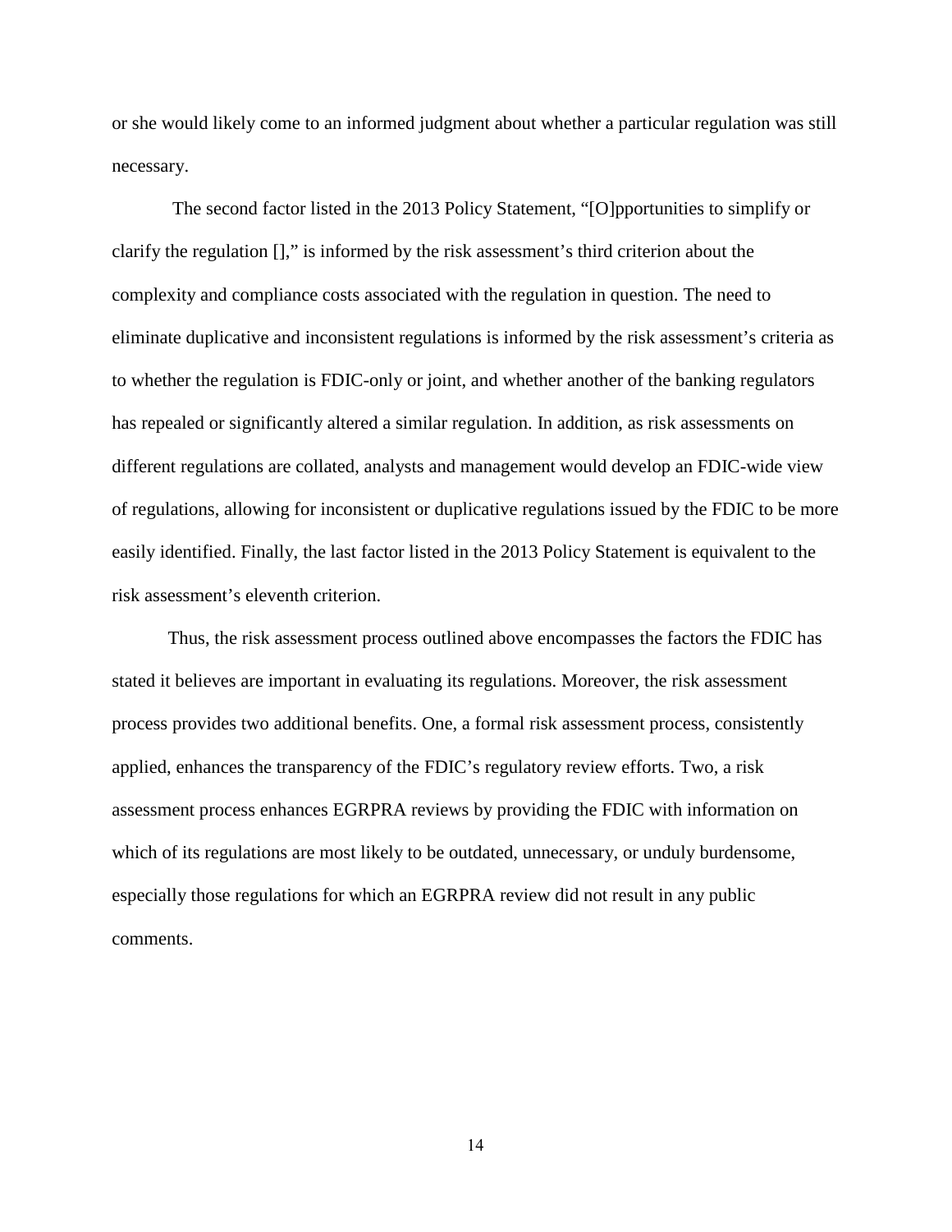or she would likely come to an informed judgment about whether a particular regulation was still necessary.

The second factor listed in the 2013 Policy Statement, "[O]pportunities to simplify or clarify the regulation []," is informed by the risk assessment's third criterion about the complexity and compliance costs associated with the regulation in question. The need to eliminate duplicative and inconsistent regulations is informed by the risk assessment's criteria as to whether the regulation is FDIC-only or joint, and whether another of the banking regulators has repealed or significantly altered a similar regulation. In addition, as risk assessments on different regulations are collated, analysts and management would develop an FDIC-wide view of regulations, allowing for inconsistent or duplicative regulations issued by the FDIC to be more easily identified. Finally, the last factor listed in the 2013 Policy Statement is equivalent to the risk assessment's eleventh criterion.

Thus, the risk assessment process outlined above encompasses the factors the FDIC has stated it believes are important in evaluating its regulations. Moreover, the risk assessment process provides two additional benefits. One, a formal risk assessment process, consistently applied, enhances the transparency of the FDIC's regulatory review efforts. Two, a risk assessment process enhances EGRPRA reviews by providing the FDIC with information on which of its regulations are most likely to be outdated, unnecessary, or unduly burdensome, especially those regulations for which an EGRPRA review did not result in any public comments.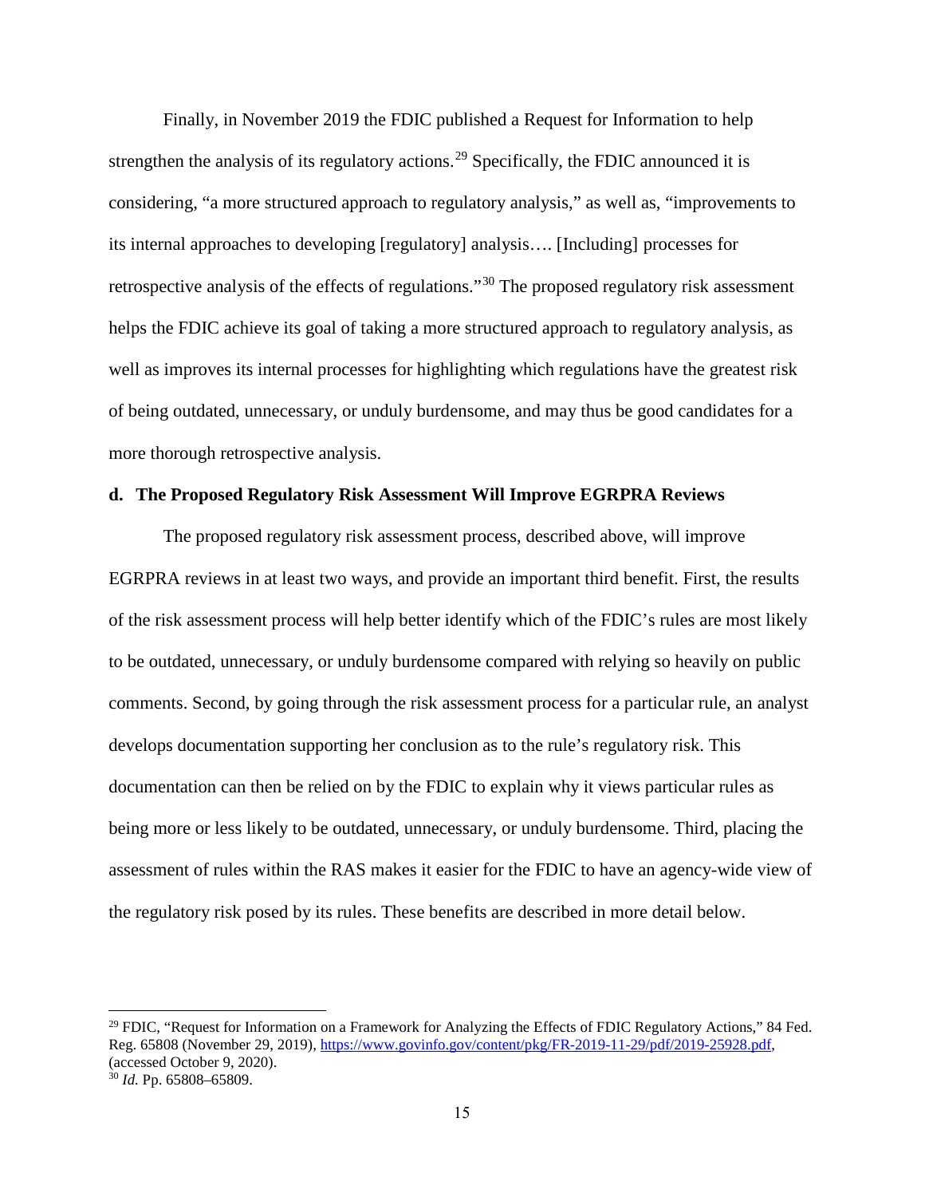Finally, in November 2019 the FDIC published a Request for Information to help strengthen the analysis of its regulatory actions.[29] Specifically, the FDIC announced it is considering, "a more structured approach to regulatory analysis," as well as, "improvements to its internal approaches to developing [regulatory] analysis…. [Including] processes for retrospective analysis of the effects of regulations."[30] The proposed regulatory risk assessment helps the FDIC achieve its goal of taking a more structured approach to regulatory analysis, as well as improves its internal processes for highlighting which regulations have the greatest risk of being outdated, unnecessary, or unduly burdensome, and may thus be good candidates for a more thorough retrospective analysis.

### d. The Proposed Regulatory Risk Assessment Will Improve EGRPRA Reviews

The proposed regulatory risk assessment process, described above, will improve EGRPRA reviews in at least two ways, and provide an important third benefit. First, the results of the risk assessment process will help better identify which of the FDIC's rules are most likely to be outdated, unnecessary, or unduly burdensome compared with relying so heavily on public comments. Second, by going through the risk assessment process for a particular rule, an analyst develops documentation supporting her conclusion as to the rule's regulatory risk. This documentation can then be relied on by the FDIC to explain why it views particular rules as being more or less likely to be outdated, unnecessary, or unduly burdensome. Third, placing the assessment of rules within the RAS makes it easier for the FDIC to have an agency-wide view of the regulatory risk posed by its rules. These benefits are described in more detail below.

---

[29] FDIC, "Request for Information on a Framework for Analyzing the Effects of FDIC Regulatory Actions," 84 Fed. Reg. 65808 (November 29, 2019), https://www.govinfo.gov/content/pkg/FR-2019-11-29/pdf/2019-25928.pdf, (accessed October 9, 2020).

[30] *Id.* Pp. 65808–65809.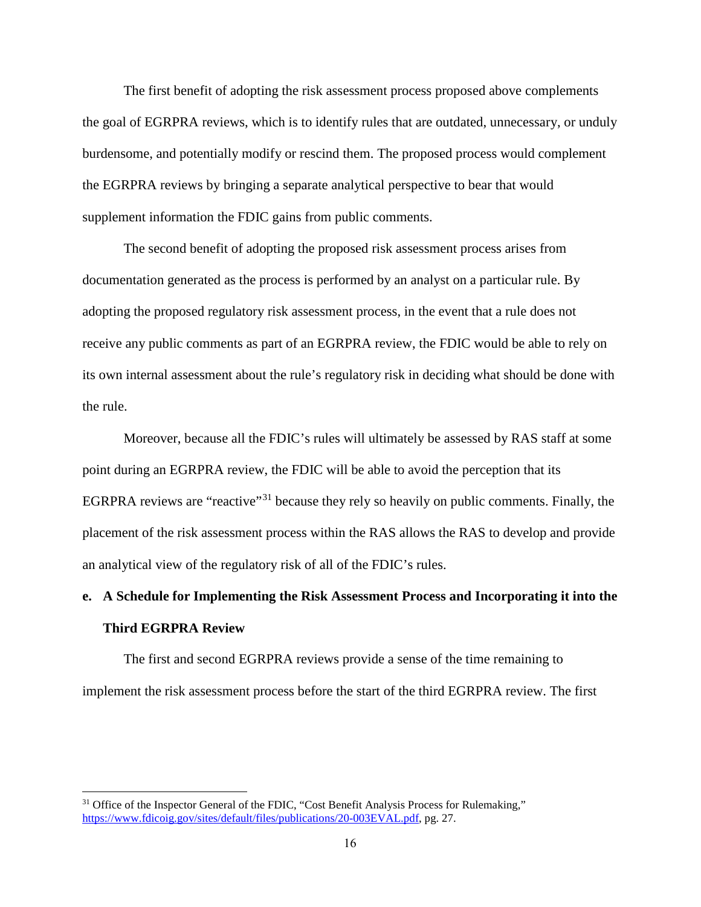The first benefit of adopting the risk assessment process proposed above complements the goal of EGRPRA reviews, which is to identify rules that are outdated, unnecessary, or unduly burdensome, and potentially modify or rescind them. The proposed process would complement the EGRPRA reviews by bringing a separate analytical perspective to bear that would supplement information the FDIC gains from public comments.

The second benefit of adopting the proposed risk assessment process arises from documentation generated as the process is performed by an analyst on a particular rule. By adopting the proposed regulatory risk assessment process, in the event that a rule does not receive any public comments as part of an EGRPRA review, the FDIC would be able to rely on its own internal assessment about the rule's regulatory risk in deciding what should be done with the rule.

Moreover, because all the FDIC's rules will ultimately be assessed by RAS staff at some point during an EGRPRA review, the FDIC will be able to avoid the perception that its EGRPRA reviews are "reactive"[31] because they rely so heavily on public comments. Finally, the placement of the risk assessment process within the RAS allows the RAS to develop and provide an analytical view of the regulatory risk of all of the FDIC's rules.

### e. A Schedule for Implementing the Risk Assessment Process and Incorporating it into the Third EGRPRA Review

The first and second EGRPRA reviews provide a sense of the time remaining to implement the risk assessment process before the start of the third EGRPRA review. The first

[31] Office of the Inspector General of the FDIC, "Cost Benefit Analysis Process for Rulemaking," https://www.fdicoig.gov/sites/default/files/publications/20-003EVAL.pdf, pg. 27.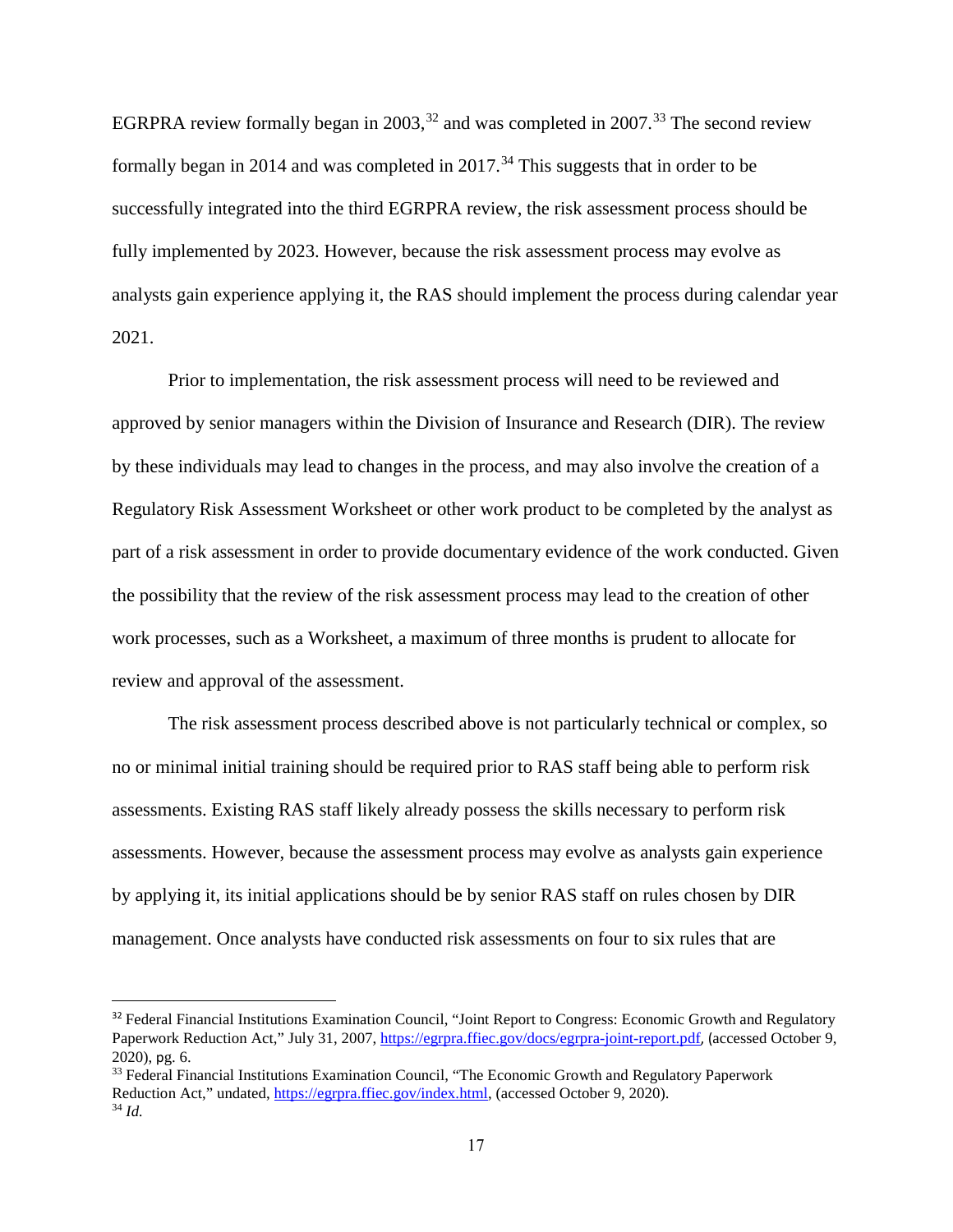EGRPRA review formally began in 2003,[32] and was completed in 2007.[33] The second review formally began in 2014 and was completed in 2017.[34] This suggests that in order to be successfully integrated into the third EGRPRA review, the risk assessment process should be fully implemented by 2023. However, because the risk assessment process may evolve as analysts gain experience applying it, the RAS should implement the process during calendar year 2021.

Prior to implementation, the risk assessment process will need to be reviewed and approved by senior managers within the Division of Insurance and Research (DIR). The review by these individuals may lead to changes in the process, and may also involve the creation of a Regulatory Risk Assessment Worksheet or other work product to be completed by the analyst as part of a risk assessment in order to provide documentary evidence of the work conducted. Given the possibility that the review of the risk assessment process may lead to the creation of other work processes, such as a Worksheet, a maximum of three months is prudent to allocate for review and approval of the assessment.

The risk assessment process described above is not particularly technical or complex, so no or minimal initial training should be required prior to RAS staff being able to perform risk assessments. Existing RAS staff likely already possess the skills necessary to perform risk assessments. However, because the assessment process may evolve as analysts gain experience by applying it, its initial applications should be by senior RAS staff on rules chosen by DIR management. Once analysts have conducted risk assessments on four to six rules that are

---

[32] Federal Financial Institutions Examination Council, "Joint Report to Congress: Economic Growth and Regulatory Paperwork Reduction Act," July 31, 2007, https://egrpra.ffiec.gov/docs/egrpra-joint-report.pdf, (accessed October 9, 2020), pg. 6.

[33] Federal Financial Institutions Examination Council, "The Economic Growth and Regulatory Paperwork Reduction Act," undated, https://egrpra.ffiec.gov/index.html, (accessed October 9, 2020).

[34] *Id.*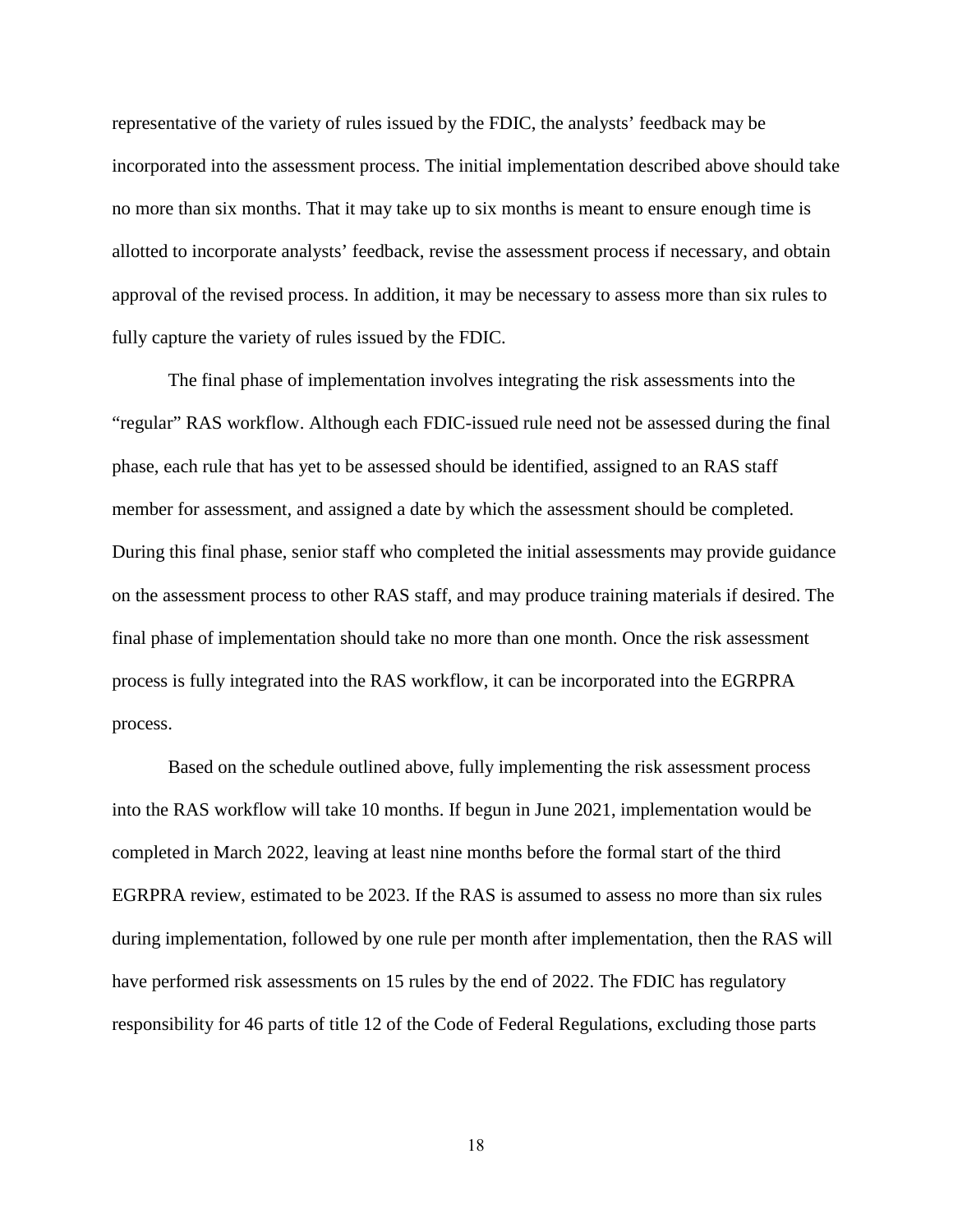representative of the variety of rules issued by the FDIC, the analysts' feedback may be incorporated into the assessment process. The initial implementation described above should take no more than six months. That it may take up to six months is meant to ensure enough time is allotted to incorporate analysts' feedback, revise the assessment process if necessary, and obtain approval of the revised process. In addition, it may be necessary to assess more than six rules to fully capture the variety of rules issued by the FDIC.

The final phase of implementation involves integrating the risk assessments into the "regular" RAS workflow. Although each FDIC-issued rule need not be assessed during the final phase, each rule that has yet to be assessed should be identified, assigned to an RAS staff member for assessment, and assigned a date by which the assessment should be completed. During this final phase, senior staff who completed the initial assessments may provide guidance on the assessment process to other RAS staff, and may produce training materials if desired. The final phase of implementation should take no more than one month. Once the risk assessment process is fully integrated into the RAS workflow, it can be incorporated into the EGRPRA process.

Based on the schedule outlined above, fully implementing the risk assessment process into the RAS workflow will take 10 months. If begun in June 2021, implementation would be completed in March 2022, leaving at least nine months before the formal start of the third EGRPRA review, estimated to be 2023. If the RAS is assumed to assess no more than six rules during implementation, followed by one rule per month after implementation, then the RAS will have performed risk assessments on 15 rules by the end of 2022. The FDIC has regulatory responsibility for 46 parts of title 12 of the Code of Federal Regulations, excluding those parts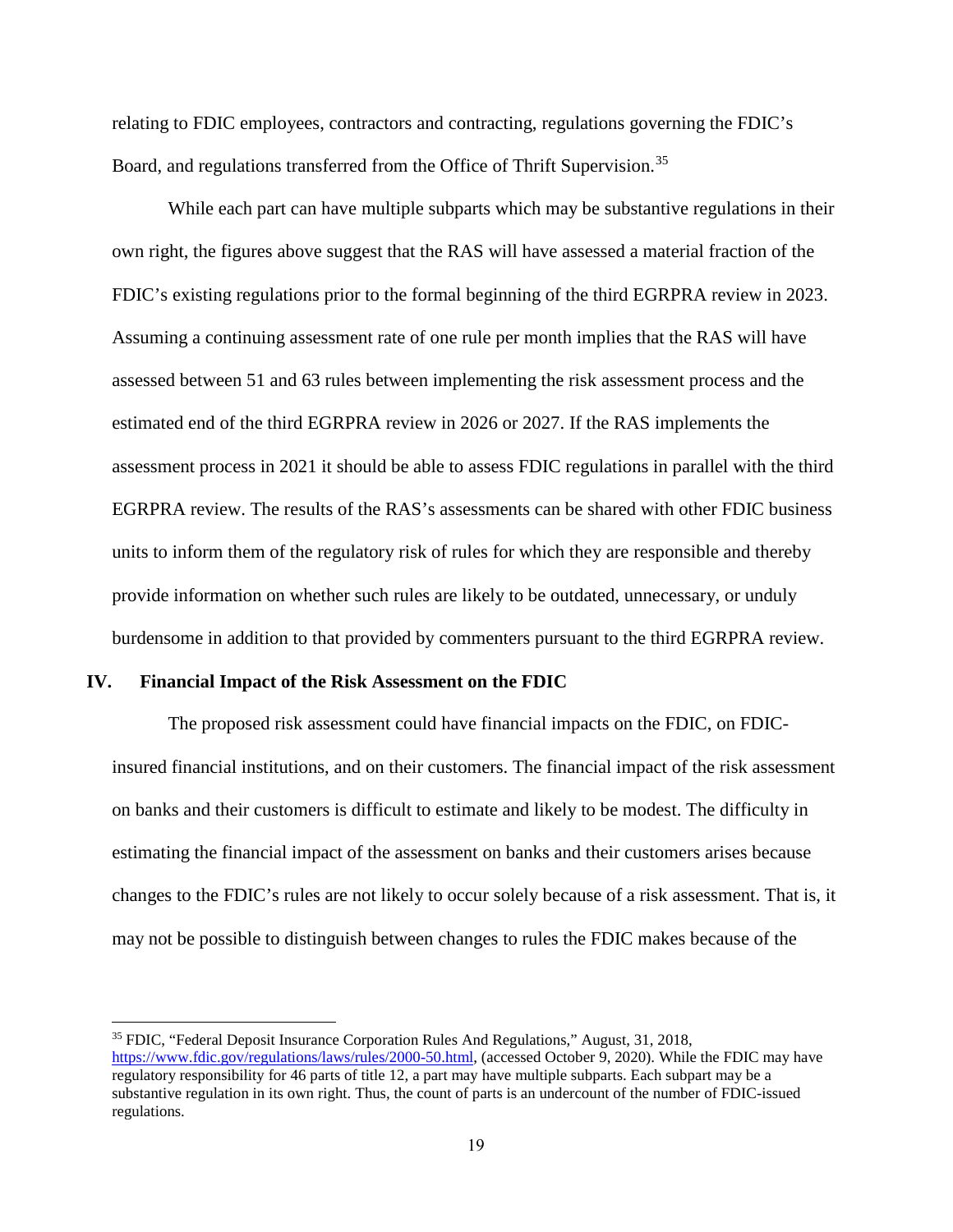relating to FDIC employees, contractors and contracting, regulations governing the FDIC's Board, and regulations transferred from the Office of Thrift Supervision.[35]

While each part can have multiple subparts which may be substantive regulations in their own right, the figures above suggest that the RAS will have assessed a material fraction of the FDIC's existing regulations prior to the formal beginning of the third EGRPRA review in 2023. Assuming a continuing assessment rate of one rule per month implies that the RAS will have assessed between 51 and 63 rules between implementing the risk assessment process and the estimated end of the third EGRPRA review in 2026 or 2027. If the RAS implements the assessment process in 2021 it should be able to assess FDIC regulations in parallel with the third EGRPRA review. The results of the RAS's assessments can be shared with other FDIC business units to inform them of the regulatory risk of rules for which they are responsible and thereby provide information on whether such rules are likely to be outdated, unnecessary, or unduly burdensome in addition to that provided by commenters pursuant to the third EGRPRA review.

## IV. Financial Impact of the Risk Assessment on the FDIC

The proposed risk assessment could have financial impacts on the FDIC, on FDIC-insured financial institutions, and on their customers. The financial impact of the risk assessment on banks and their customers is difficult to estimate and likely to be modest. The difficulty in estimating the financial impact of the assessment on banks and their customers arises because changes to the FDIC's rules are not likely to occur solely because of a risk assessment. That is, it may not be possible to distinguish between changes to rules the FDIC makes because of the

[35] FDIC, "Federal Deposit Insurance Corporation Rules And Regulations," August, 31, 2018, https://www.fdic.gov/regulations/laws/rules/2000-50.html, (accessed October 9, 2020). While the FDIC may have regulatory responsibility for 46 parts of title 12, a part may have multiple subparts. Each subpart may be a substantive regulation in its own right. Thus, the count of parts is an undercount of the number of FDIC-issued regulations.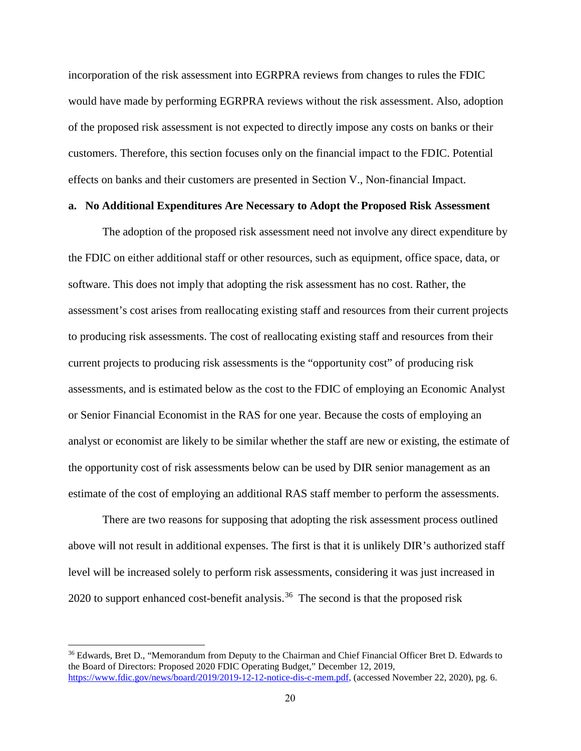incorporation of the risk assessment into EGRPRA reviews from changes to rules the FDIC would have made by performing EGRPRA reviews without the risk assessment. Also, adoption of the proposed risk assessment is not expected to directly impose any costs on banks or their customers. Therefore, this section focuses only on the financial impact to the FDIC. Potential effects on banks and their customers are presented in Section V., Non-financial Impact.

**a. No Additional Expenditures Are Necessary to Adopt the Proposed Risk Assessment**

The adoption of the proposed risk assessment need not involve any direct expenditure by the FDIC on either additional staff or other resources, such as equipment, office space, data, or software. This does not imply that adopting the risk assessment has no cost. Rather, the assessment's cost arises from reallocating existing staff and resources from their current projects to producing risk assessments. The cost of reallocating existing staff and resources from their current projects to producing risk assessments is the "opportunity cost" of producing risk assessments, and is estimated below as the cost to the FDIC of employing an Economic Analyst or Senior Financial Economist in the RAS for one year. Because the costs of employing an analyst or economist are likely to be similar whether the staff are new or existing, the estimate of the opportunity cost of risk assessments below can be used by DIR senior management as an estimate of the cost of employing an additional RAS staff member to perform the assessments.

There are two reasons for supposing that adopting the risk assessment process outlined above will not result in additional expenses. The first is that it is unlikely DIR's authorized staff level will be increased solely to perform risk assessments, considering it was just increased in 2020 to support enhanced cost-benefit analysis.[36] The second is that the proposed risk

[36] Edwards, Bret D., "Memorandum from Deputy to the Chairman and Chief Financial Officer Bret D. Edwards to the Board of Directors: Proposed 2020 FDIC Operating Budget," December 12, 2019, https://www.fdic.gov/news/board/2019/2019-12-12-notice-dis-c-mem.pdf, (accessed November 22, 2020), pg. 6.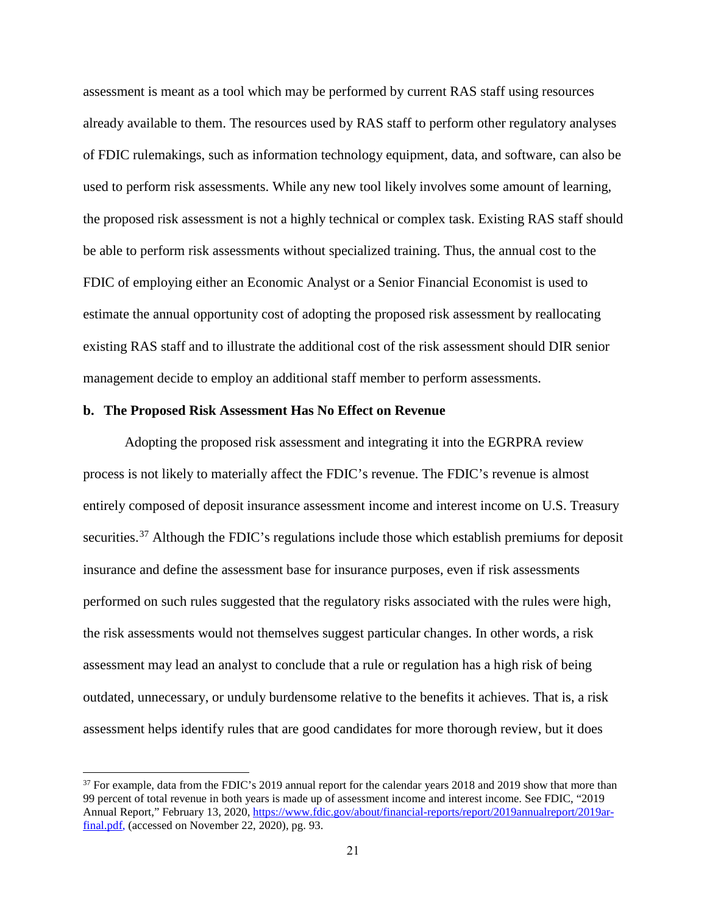assessment is meant as a tool which may be performed by current RAS staff using resources already available to them. The resources used by RAS staff to perform other regulatory analyses of FDIC rulemakings, such as information technology equipment, data, and software, can also be used to perform risk assessments. While any new tool likely involves some amount of learning, the proposed risk assessment is not a highly technical or complex task. Existing RAS staff should be able to perform risk assessments without specialized training. Thus, the annual cost to the FDIC of employing either an Economic Analyst or a Senior Financial Economist is used to estimate the annual opportunity cost of adopting the proposed risk assessment by reallocating existing RAS staff and to illustrate the additional cost of the risk assessment should DIR senior management decide to employ an additional staff member to perform assessments.

**b. The Proposed Risk Assessment Has No Effect on Revenue**

Adopting the proposed risk assessment and integrating it into the EGRPRA review process is not likely to materially affect the FDIC's revenue. The FDIC's revenue is almost entirely composed of deposit insurance assessment income and interest income on U.S. Treasury securities.[37] Although the FDIC's regulations include those which establish premiums for deposit insurance and define the assessment base for insurance purposes, even if risk assessments performed on such rules suggested that the regulatory risks associated with the rules were high, the risk assessments would not themselves suggest particular changes. In other words, a risk assessment may lead an analyst to conclude that a rule or regulation has a high risk of being outdated, unnecessary, or unduly burdensome relative to the benefits it achieves. That is, a risk assessment helps identify rules that are good candidates for more thorough review, but it does

[37] For example, data from the FDIC's 2019 annual report for the calendar years 2018 and 2019 show that more than 99 percent of total revenue in both years is made up of assessment income and interest income. See FDIC, "2019 Annual Report," February 13, 2020, https://www.fdic.gov/about/financial-reports/report/2019annualreport/2019ar-final.pdf, (accessed on November 22, 2020), pg. 93.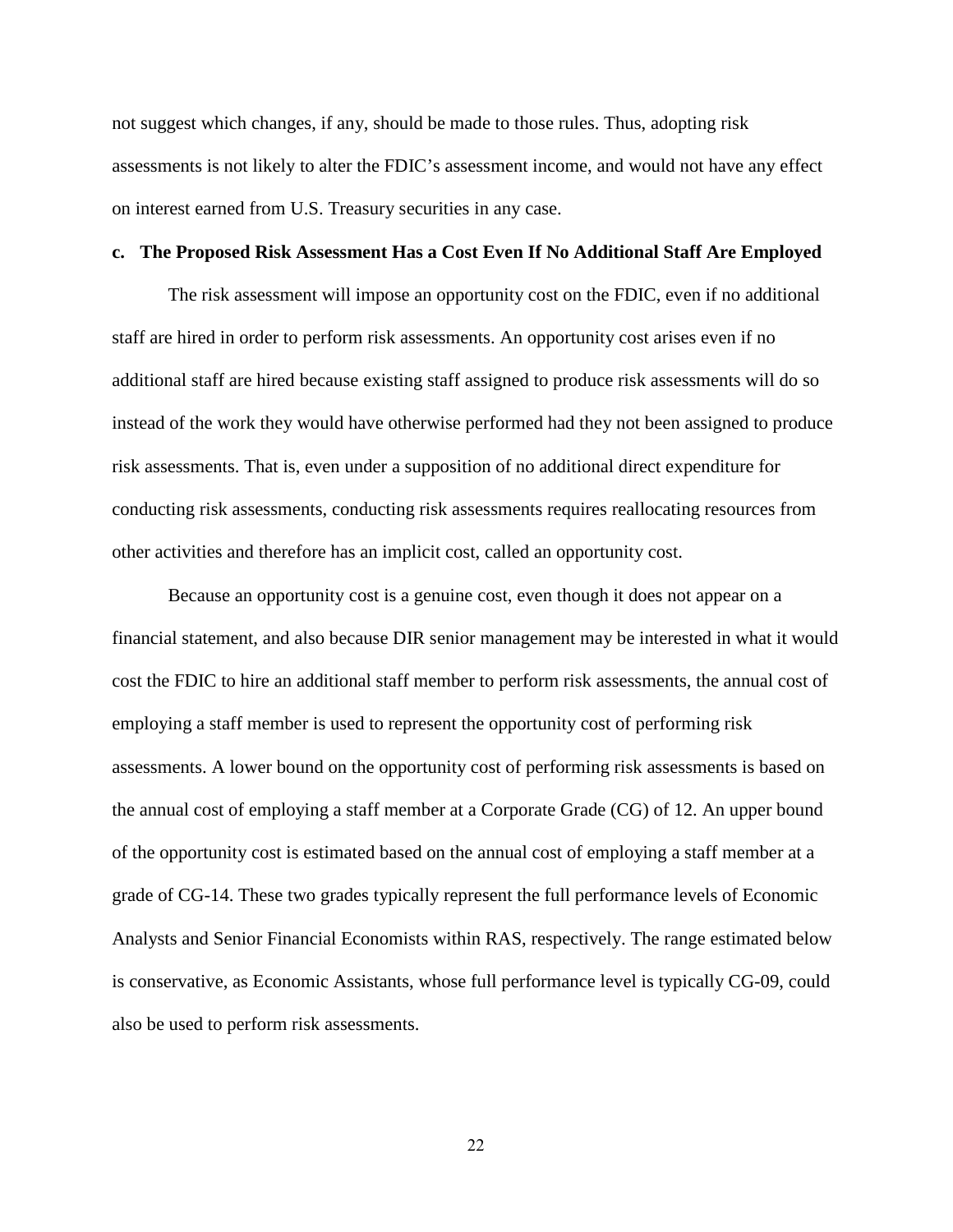not suggest which changes, if any, should be made to those rules. Thus, adopting risk assessments is not likely to alter the FDIC's assessment income, and would not have any effect on interest earned from U.S. Treasury securities in any case.

### c. The Proposed Risk Assessment Has a Cost Even If No Additional Staff Are Employed

The risk assessment will impose an opportunity cost on the FDIC, even if no additional staff are hired in order to perform risk assessments. An opportunity cost arises even if no additional staff are hired because existing staff assigned to produce risk assessments will do so instead of the work they would have otherwise performed had they not been assigned to produce risk assessments. That is, even under a supposition of no additional direct expenditure for conducting risk assessments, conducting risk assessments requires reallocating resources from other activities and therefore has an implicit cost, called an opportunity cost.

Because an opportunity cost is a genuine cost, even though it does not appear on a financial statement, and also because DIR senior management may be interested in what it would cost the FDIC to hire an additional staff member to perform risk assessments, the annual cost of employing a staff member is used to represent the opportunity cost of performing risk assessments. A lower bound on the opportunity cost of performing risk assessments is based on the annual cost of employing a staff member at a Corporate Grade (CG) of 12. An upper bound of the opportunity cost is estimated based on the annual cost of employing a staff member at a grade of CG-14. These two grades typically represent the full performance levels of Economic Analysts and Senior Financial Economists within RAS, respectively. The range estimated below is conservative, as Economic Assistants, whose full performance level is typically CG-09, could also be used to perform risk assessments.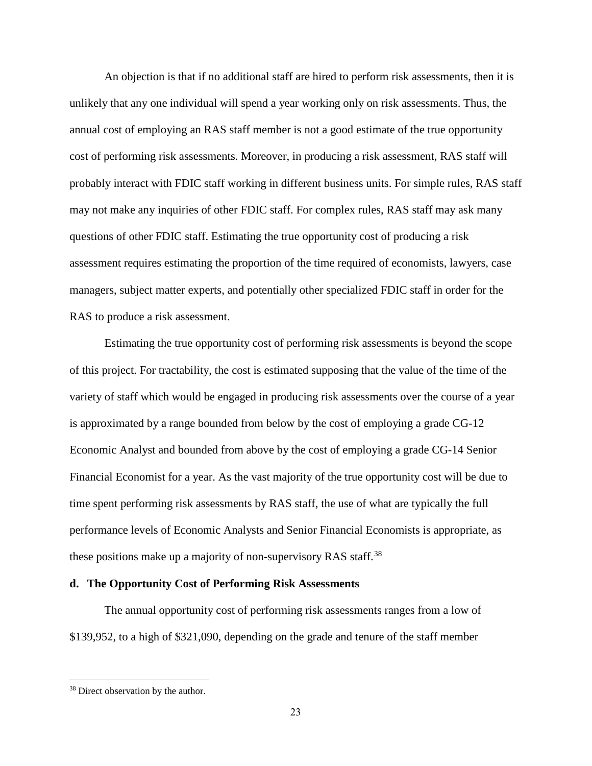An objection is that if no additional staff are hired to perform risk assessments, then it is unlikely that any one individual will spend a year working only on risk assessments. Thus, the annual cost of employing an RAS staff member is not a good estimate of the true opportunity cost of performing risk assessments. Moreover, in producing a risk assessment, RAS staff will probably interact with FDIC staff working in different business units. For simple rules, RAS staff may not make any inquiries of other FDIC staff. For complex rules, RAS staff may ask many questions of other FDIC staff. Estimating the true opportunity cost of producing a risk assessment requires estimating the proportion of the time required of economists, lawyers, case managers, subject matter experts, and potentially other specialized FDIC staff in order for the RAS to produce a risk assessment.

Estimating the true opportunity cost of performing risk assessments is beyond the scope of this project. For tractability, the cost is estimated supposing that the value of the time of the variety of staff which would be engaged in producing risk assessments over the course of a year is approximated by a range bounded from below by the cost of employing a grade CG-12 Economic Analyst and bounded from above by the cost of employing a grade CG-14 Senior Financial Economist for a year. As the vast majority of the true opportunity cost will be due to time spent performing risk assessments by RAS staff, the use of what are typically the full performance levels of Economic Analysts and Senior Financial Economists is appropriate, as these positions make up a majority of non-supervisory RAS staff.[38]

#### d. The Opportunity Cost of Performing Risk Assessments

The annual opportunity cost of performing risk assessments ranges from a low of $139,952, to a high of $321,090, depending on the grade and tenure of the staff member

[38] Direct observation by the author.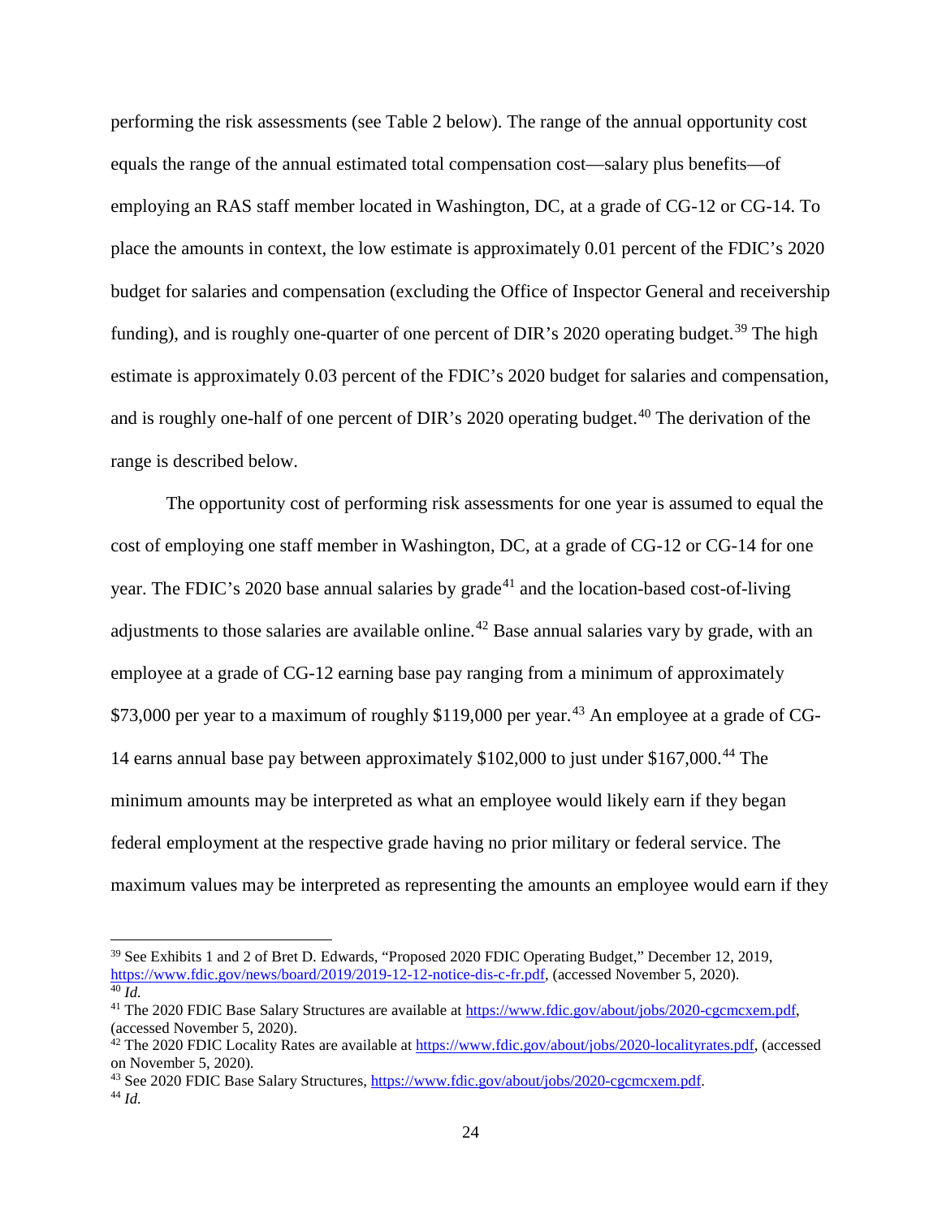performing the risk assessments (see Table 2 below). The range of the annual opportunity cost equals the range of the annual estimated total compensation cost—salary plus benefits—of employing an RAS staff member located in Washington, DC, at a grade of CG-12 or CG-14. To place the amounts in context, the low estimate is approximately 0.01 percent of the FDIC's 2020 budget for salaries and compensation (excluding the Office of Inspector General and receivership funding), and is roughly one-quarter of one percent of DIR's 2020 operating budget.[39] The high estimate is approximately 0.03 percent of the FDIC's 2020 budget for salaries and compensation, and is roughly one-half of one percent of DIR's 2020 operating budget.[40] The derivation of the range is described below.

The opportunity cost of performing risk assessments for one year is assumed to equal the cost of employing one staff member in Washington, DC, at a grade of CG-12 or CG-14 for one year. The FDIC's 2020 base annual salaries by grade[41] and the location-based cost-of-living adjustments to those salaries are available online.[42] Base annual salaries vary by grade, with an employee at a grade of CG-12 earning base pay ranging from a minimum of approximately $73,000 per year to a maximum of roughly $119,000 per year.[43] An employee at a grade of CG-14 earns annual base pay between approximately $102,000 to just under $167,000.[44] The minimum amounts may be interpreted as what an employee would likely earn if they began federal employment at the respective grade having no prior military or federal service. The maximum values may be interpreted as representing the amounts an employee would earn if they

---

[39] See Exhibits 1 and 2 of Bret D. Edwards, "Proposed 2020 FDIC Operating Budget," December 12, 2019, https://www.fdic.gov/news/board/2019/2019-12-12-notice-dis-c-fr.pdf, (accessed November 5, 2020).

[40] *Id.*

[41] The 2020 FDIC Base Salary Structures are available at https://www.fdic.gov/about/jobs/2020-cgcmcxem.pdf, (accessed November 5, 2020).

[42] The 2020 FDIC Locality Rates are available at https://www.fdic.gov/about/jobs/2020-localityrates.pdf, (accessed on November 5, 2020).

[43] See 2020 FDIC Base Salary Structures, https://www.fdic.gov/about/jobs/2020-cgcmcxem.pdf.

[44] *Id.*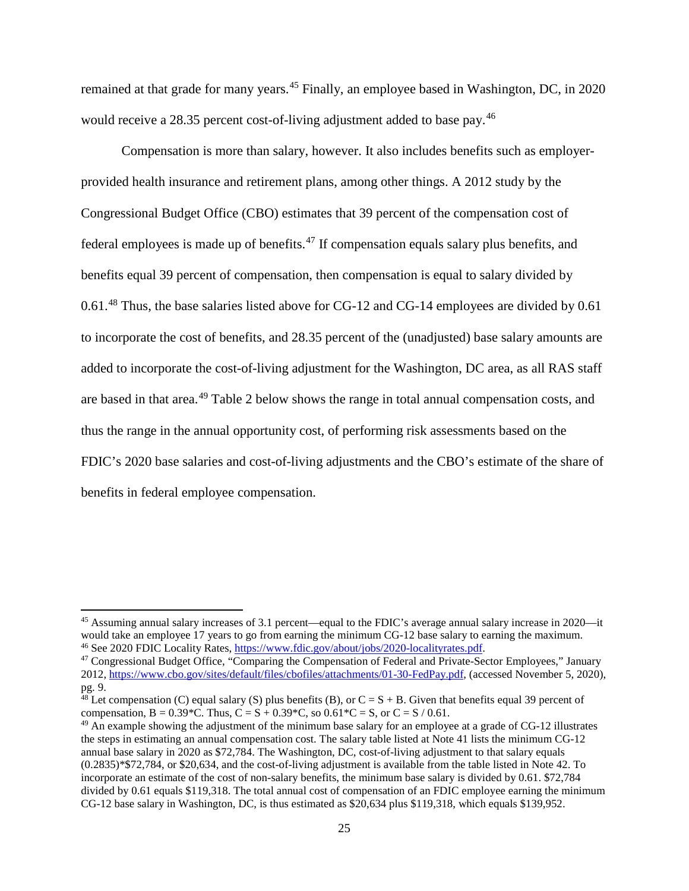remained at that grade for many years.[45] Finally, an employee based in Washington, DC, in 2020 would receive a 28.35 percent cost-of-living adjustment added to base pay.[46]

Compensation is more than salary, however. It also includes benefits such as employer-provided health insurance and retirement plans, among other things. A 2012 study by the Congressional Budget Office (CBO) estimates that 39 percent of the compensation cost of federal employees is made up of benefits.[47] If compensation equals salary plus benefits, and benefits equal 39 percent of compensation, then compensation is equal to salary divided by 0.61.[48] Thus, the base salaries listed above for CG-12 and CG-14 employees are divided by 0.61 to incorporate the cost of benefits, and 28.35 percent of the (unadjusted) base salary amounts are added to incorporate the cost-of-living adjustment for the Washington, DC area, as all RAS staff are based in that area.[49] Table 2 below shows the range in total annual compensation costs, and thus the range in the annual opportunity cost, of performing risk assessments based on the FDIC's 2020 base salaries and cost-of-living adjustments and the CBO's estimate of the share of benefits in federal employee compensation.

---

[45] Assuming annual salary increases of 3.1 percent—equal to the FDIC's average annual salary increase in 2020—it would take an employee 17 years to go from earning the minimum CG-12 base salary to earning the maximum.

[46] See 2020 FDIC Locality Rates, https://www.fdic.gov/about/jobs/2020-localityrates.pdf.

[47] Congressional Budget Office, "Comparing the Compensation of Federal and Private-Sector Employees," January 2012, https://www.cbo.gov/sites/default/files/cbofiles/attachments/01-30-FedPay.pdf, (accessed November 5, 2020), pg. 9.

[48] Let compensation (C) equal salary (S) plus benefits (B), or $C = S + B$. Given that benefits equal 39 percent of compensation, $B = 0.39*C$. Thus, $C = S + 0.39*C$, so $0.61*C = S$, or $C = S / 0.61$.

[49] An example showing the adjustment of the minimum base salary for an employee at a grade of CG-12 illustrates the steps in estimating an annual compensation cost. The salary table listed at Note 41 lists the minimum CG-12 annual base salary in 2020 as $72,784. The Washington, DC, cost-of-living adjustment to that salary equals (0.2835)*$72,784, or $20,634, and the cost-of-living adjustment is available from the table listed in Note 42. To incorporate an estimate of the cost of non-salary benefits, the minimum base salary is divided by 0.61. $72,784 divided by 0.61 equals $119,318. The total annual cost of compensation of an FDIC employee earning the minimum CG-12 base salary in Washington, DC, is thus estimated as $20,634 plus $119,318, which equals $139,952.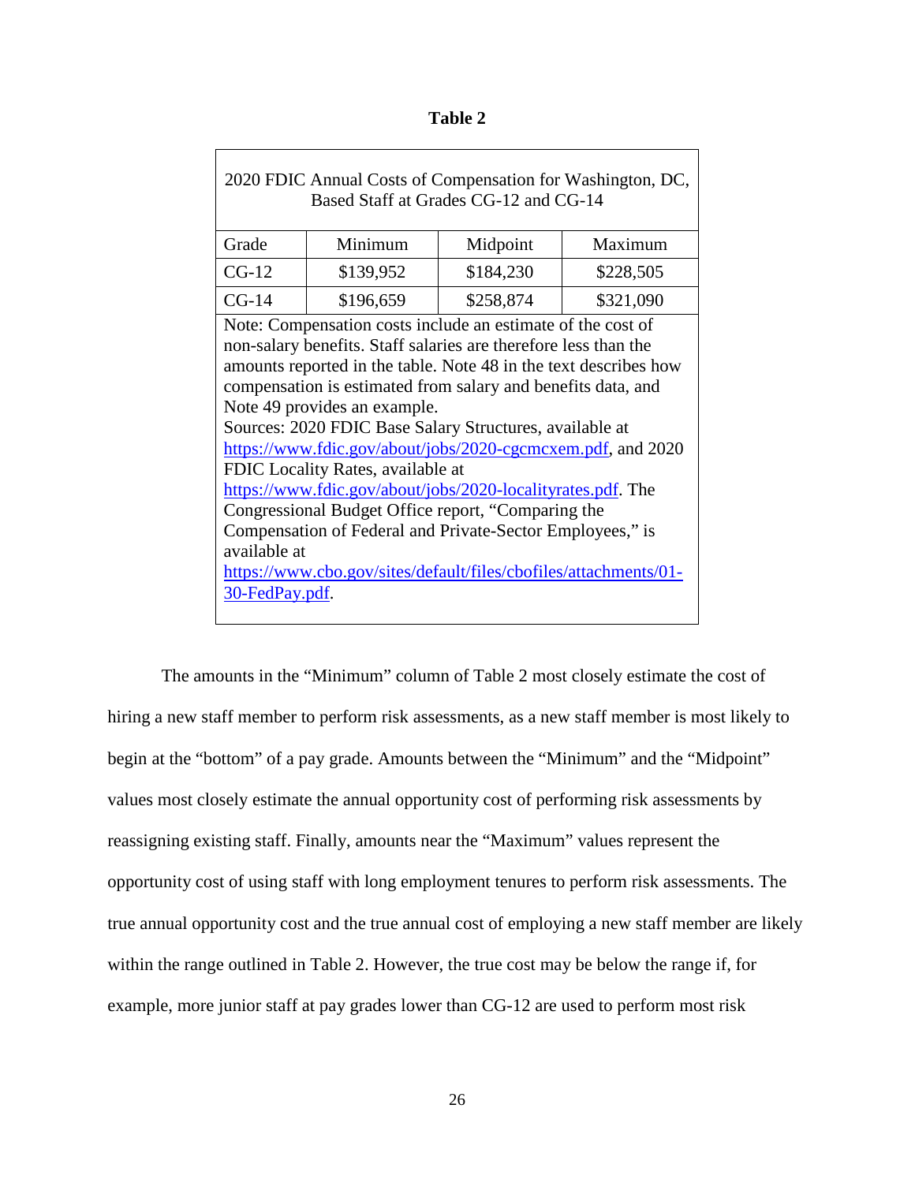**Table 2**

2020 FDIC Annual Costs of Compensation for Washington, DC, Based Staff at Grades CG-12 and CG-14

| Grade | Minimum | Midpoint | Maximum |
|---|---|---|---|
| CG-12 | $139,952 | $184,230 | $228,505 |
| CG-14 | $196,659 | $258,874 | $321,090 |

Note: Compensation costs include an estimate of the cost of non-salary benefits. Staff salaries are therefore less than the amounts reported in the table. Note 48 in the text describes how compensation is estimated from salary and benefits data, and Note 49 provides an example.
Sources: 2020 FDIC Base Salary Structures, available at https://www.fdic.gov/about/jobs/2020-cgcmcxem.pdf, and 2020 FDIC Locality Rates, available at https://www.fdic.gov/about/jobs/2020-localityrates.pdf. The Congressional Budget Office report, "Comparing the Compensation of Federal and Private-Sector Employees," is available at https://www.cbo.gov/sites/default/files/cbofiles/attachments/01-30-FedPay.pdf.

The amounts in the "Minimum" column of Table 2 most closely estimate the cost of hiring a new staff member to perform risk assessments, as a new staff member is most likely to begin at the "bottom" of a pay grade. Amounts between the "Minimum" and the "Midpoint" values most closely estimate the annual opportunity cost of performing risk assessments by reassigning existing staff. Finally, amounts near the "Maximum" values represent the opportunity cost of using staff with long employment tenures to perform risk assessments. The true annual opportunity cost and the true annual cost of employing a new staff member are likely within the range outlined in Table 2. However, the true cost may be below the range if, for example, more junior staff at pay grades lower than CG-12 are used to perform most risk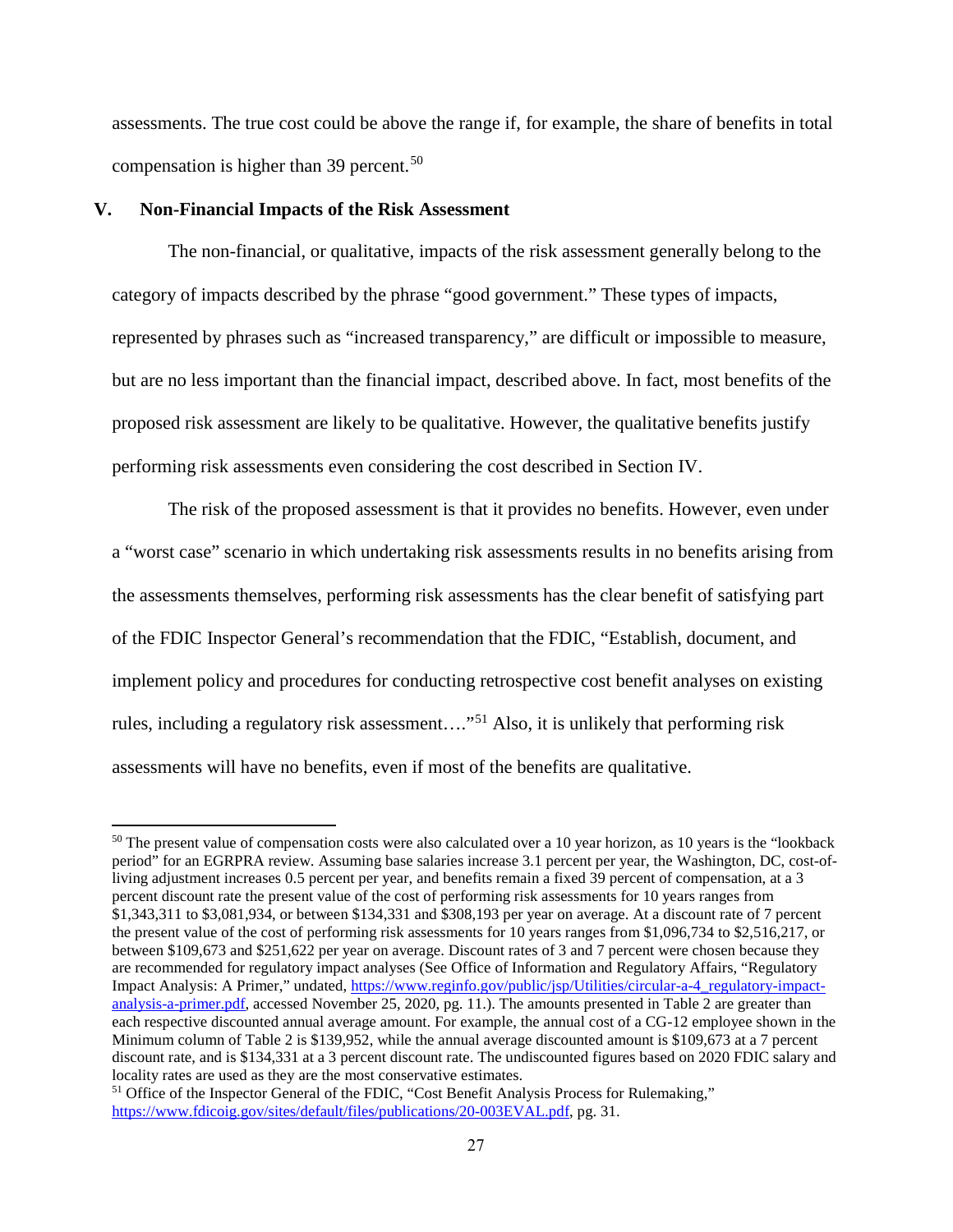assessments. The true cost could be above the range if, for example, the share of benefits in total compensation is higher than 39 percent.[50]

## V. Non-Financial Impacts of the Risk Assessment

The non-financial, or qualitative, impacts of the risk assessment generally belong to the category of impacts described by the phrase "good government." These types of impacts, represented by phrases such as "increased transparency," are difficult or impossible to measure, but are no less important than the financial impact, described above. In fact, most benefits of the proposed risk assessment are likely to be qualitative. However, the qualitative benefits justify performing risk assessments even considering the cost described in Section IV.

The risk of the proposed assessment is that it provides no benefits. However, even under a "worst case" scenario in which undertaking risk assessments results in no benefits arising from the assessments themselves, performing risk assessments has the clear benefit of satisfying part of the FDIC Inspector General's recommendation that the FDIC, "Establish, document, and implement policy and procedures for conducting retrospective cost benefit analyses on existing rules, including a regulatory risk assessment…."[51] Also, it is unlikely that performing risk assessments will have no benefits, even if most of the benefits are qualitative.

---

[50] The present value of compensation costs were also calculated over a 10 year horizon, as 10 years is the "lookback period" for an EGRPRA review. Assuming base salaries increase 3.1 percent per year, the Washington, DC, cost-of-living adjustment increases 0.5 percent per year, and benefits remain a fixed 39 percent of compensation, at a 3 percent discount rate the present value of the cost of performing risk assessments for 10 years ranges from $1,343,311 to $3,081,934, or between $134,331 and $308,193 per year on average. At a discount rate of 7 percent the present value of the cost of performing risk assessments for 10 years ranges from $1,096,734 to $2,516,217, or between $109,673 and $251,622 per year on average. Discount rates of 3 and 7 percent were chosen because they are recommended for regulatory impact analyses (See Office of Information and Regulatory Affairs, "Regulatory Impact Analysis: A Primer," undated, https://www.reginfo.gov/public/jsp/Utilities/circular-a-4_regulatory-impact-analysis-a-primer.pdf, accessed November 25, 2020, pg. 11.). The amounts presented in Table 2 are greater than each respective discounted annual average amount. For example, the annual cost of a CG-12 employee shown in the Minimum column of Table 2 is $139,952, while the annual average discounted amount is $109,673 at a 7 percent discount rate, and is $134,331 at a 3 percent discount rate. The undiscounted figures based on 2020 FDIC salary and locality rates are used as they are the most conservative estimates.

[51] Office of the Inspector General of the FDIC, "Cost Benefit Analysis Process for Rulemaking," https://www.fdicoig.gov/sites/default/files/publications/20-003EVAL.pdf, pg. 31.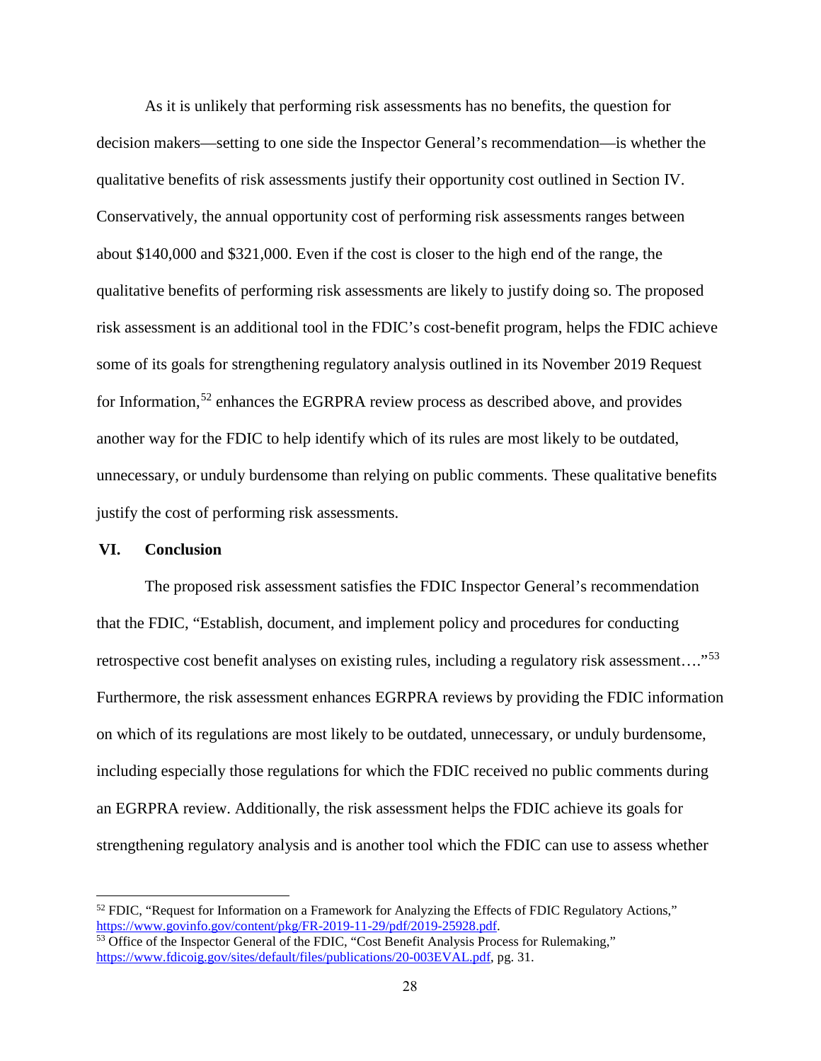As it is unlikely that performing risk assessments has no benefits, the question for decision makers—setting to one side the Inspector General's recommendation—is whether the qualitative benefits of risk assessments justify their opportunity cost outlined in Section IV. Conservatively, the annual opportunity cost of performing risk assessments ranges between about $140,000 and $321,000. Even if the cost is closer to the high end of the range, the qualitative benefits of performing risk assessments are likely to justify doing so. The proposed risk assessment is an additional tool in the FDIC's cost-benefit program, helps the FDIC achieve some of its goals for strengthening regulatory analysis outlined in its November 2019 Request for Information,[52] enhances the EGRPRA review process as described above, and provides another way for the FDIC to help identify which of its rules are most likely to be outdated, unnecessary, or unduly burdensome than relying on public comments. These qualitative benefits justify the cost of performing risk assessments.

## VI. Conclusion

The proposed risk assessment satisfies the FDIC Inspector General's recommendation that the FDIC, "Establish, document, and implement policy and procedures for conducting retrospective cost benefit analyses on existing rules, including a regulatory risk assessment…."[53] Furthermore, the risk assessment enhances EGRPRA reviews by providing the FDIC information on which of its regulations are most likely to be outdated, unnecessary, or unduly burdensome, including especially those regulations for which the FDIC received no public comments during an EGRPRA review. Additionally, the risk assessment helps the FDIC achieve its goals for strengthening regulatory analysis and is another tool which the FDIC can use to assess whether

---

[52] FDIC, "Request for Information on a Framework for Analyzing the Effects of FDIC Regulatory Actions," https://www.govinfo.gov/content/pkg/FR-2019-11-29/pdf/2019-25928.pdf.

[53] Office of the Inspector General of the FDIC, "Cost Benefit Analysis Process for Rulemaking," https://www.fdicoig.gov/sites/default/files/publications/20-003EVAL.pdf, pg. 31.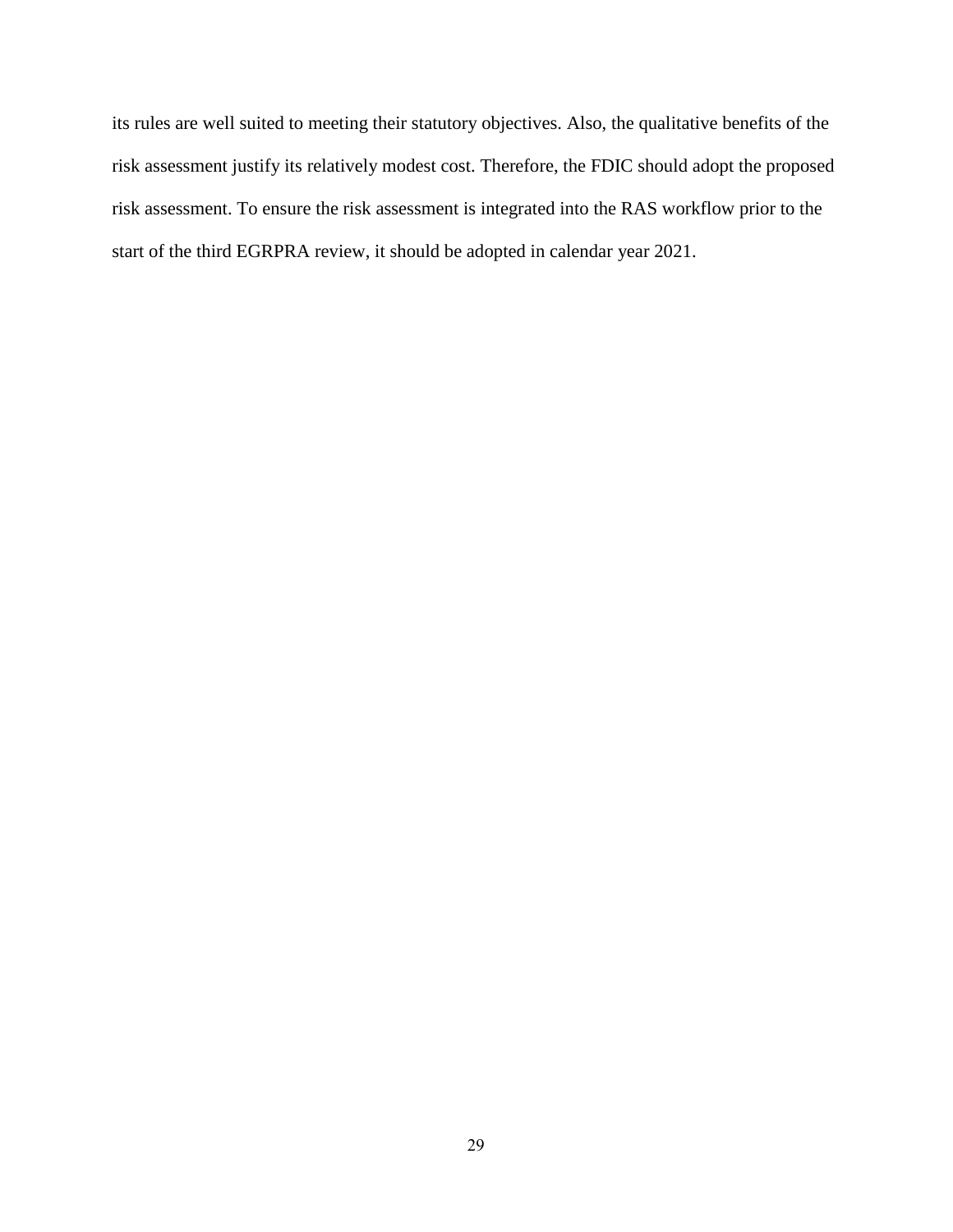its rules are well suited to meeting their statutory objectives. Also, the qualitative benefits of the risk assessment justify its relatively modest cost. Therefore, the FDIC should adopt the proposed risk assessment. To ensure the risk assessment is integrated into the RAS workflow prior to the start of the third EGRPRA review, it should be adopted in calendar year 2021.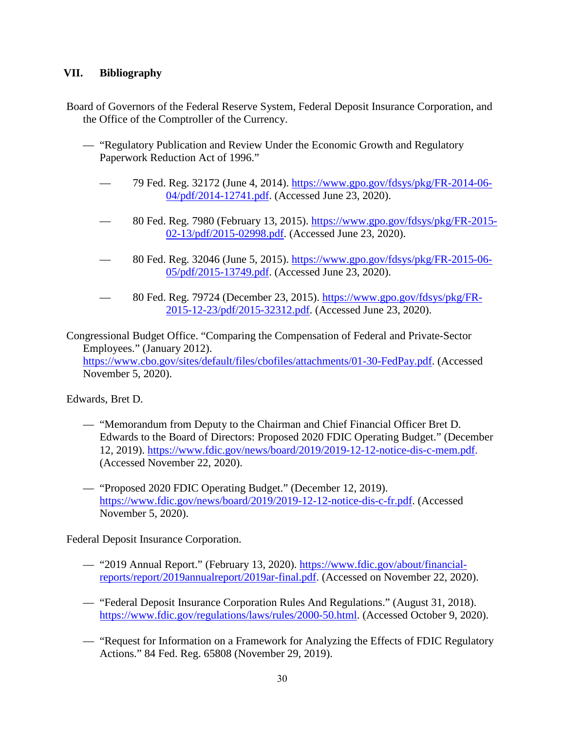## VII. Bibliography

Board of Governors of the Federal Reserve System, Federal Deposit Insurance Corporation, and the Office of the Comptroller of the Currency.

- — "Regulatory Publication and Review Under the Economic Growth and Regulatory Paperwork Reduction Act of 1996."
  - — 79 Fed. Reg. 32172 (June 4, 2014). https://www.gpo.gov/fdsys/pkg/FR-2014-06-04/pdf/2014-12741.pdf. (Accessed June 23, 2020).
  - — 80 Fed. Reg. 7980 (February 13, 2015). https://www.gpo.gov/fdsys/pkg/FR-2015-02-13/pdf/2015-02998.pdf. (Accessed June 23, 2020).
  - — 80 Fed. Reg. 32046 (June 5, 2015). https://www.gpo.gov/fdsys/pkg/FR-2015-06-05/pdf/2015-13749.pdf. (Accessed June 23, 2020).
  - — 80 Fed. Reg. 79724 (December 23, 2015). https://www.gpo.gov/fdsys/pkg/FR-2015-12-23/pdf/2015-32312.pdf. (Accessed June 23, 2020).

Congressional Budget Office. "Comparing the Compensation of Federal and Private-Sector Employees." (January 2012). https://www.cbo.gov/sites/default/files/cbofiles/attachments/01-30-FedPay.pdf. (Accessed November 5, 2020).

Edwards, Bret D.

- — "Memorandum from Deputy to the Chairman and Chief Financial Officer Bret D. Edwards to the Board of Directors: Proposed 2020 FDIC Operating Budget." (December 12, 2019). https://www.fdic.gov/news/board/2019/2019-12-12-notice-dis-c-mem.pdf. (Accessed November 22, 2020).
- — "Proposed 2020 FDIC Operating Budget." (December 12, 2019). https://www.fdic.gov/news/board/2019/2019-12-12-notice-dis-c-fr.pdf. (Accessed November 5, 2020).

Federal Deposit Insurance Corporation.

- — "2019 Annual Report." (February 13, 2020). https://www.fdic.gov/about/financial-reports/report/2019annualreport/2019ar-final.pdf. (Accessed on November 22, 2020).
- — "Federal Deposit Insurance Corporation Rules And Regulations." (August 31, 2018). https://www.fdic.gov/regulations/laws/rules/2000-50.html. (Accessed October 9, 2020).
- — "Request for Information on a Framework for Analyzing the Effects of FDIC Regulatory Actions." 84 Fed. Reg. 65808 (November 29, 2019).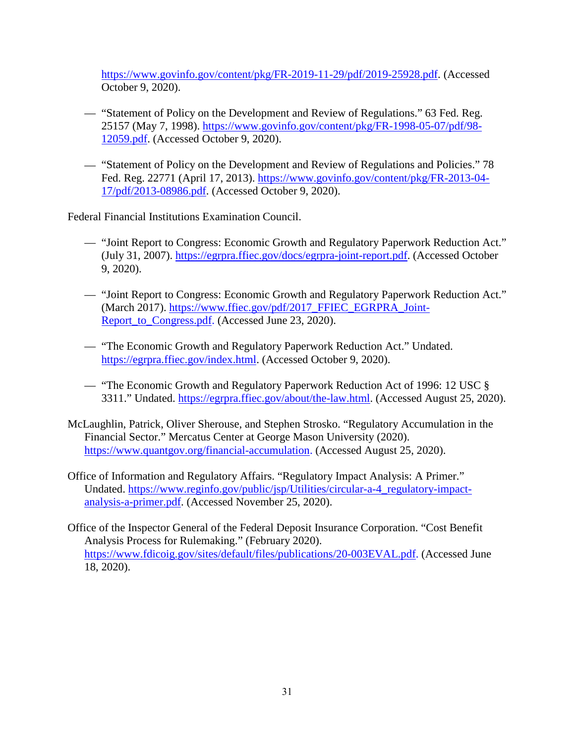https://www.govinfo.gov/content/pkg/FR-2019-11-29/pdf/2019-25928.pdf. (Accessed October 9, 2020).

— "Statement of Policy on the Development and Review of Regulations." 63 Fed. Reg. 25157 (May 7, 1998). https://www.govinfo.gov/content/pkg/FR-1998-05-07/pdf/98-12059.pdf. (Accessed October 9, 2020).

— "Statement of Policy on the Development and Review of Regulations and Policies." 78 Fed. Reg. 22771 (April 17, 2013). https://www.govinfo.gov/content/pkg/FR-2013-04-17/pdf/2013-08986.pdf. (Accessed October 9, 2020).

Federal Financial Institutions Examination Council.

— "Joint Report to Congress: Economic Growth and Regulatory Paperwork Reduction Act." (July 31, 2007). https://egrpra.ffiec.gov/docs/egrpra-joint-report.pdf. (Accessed October 9, 2020).

— "Joint Report to Congress: Economic Growth and Regulatory Paperwork Reduction Act." (March 2017). https://www.ffiec.gov/pdf/2017_FFIEC_EGRPRA_Joint-Report_to_Congress.pdf. (Accessed June 23, 2020).

— "The Economic Growth and Regulatory Paperwork Reduction Act." Undated. https://egrpra.ffiec.gov/index.html. (Accessed October 9, 2020).

— "The Economic Growth and Regulatory Paperwork Reduction Act of 1996: 12 USC § 3311." Undated. https://egrpra.ffiec.gov/about/the-law.html. (Accessed August 25, 2020).

McLaughlin, Patrick, Oliver Sherouse, and Stephen Strosko. "Regulatory Accumulation in the Financial Sector." Mercatus Center at George Mason University (2020). https://www.quantgov.org/financial-accumulation. (Accessed August 25, 2020).

Office of Information and Regulatory Affairs. "Regulatory Impact Analysis: A Primer." Undated. https://www.reginfo.gov/public/jsp/Utilities/circular-a-4_regulatory-impact-analysis-a-primer.pdf. (Accessed November 25, 2020).

Office of the Inspector General of the Federal Deposit Insurance Corporation. "Cost Benefit Analysis Process for Rulemaking." (February 2020). https://www.fdicoig.gov/sites/default/files/publications/20-003EVAL.pdf. (Accessed June 18, 2020).